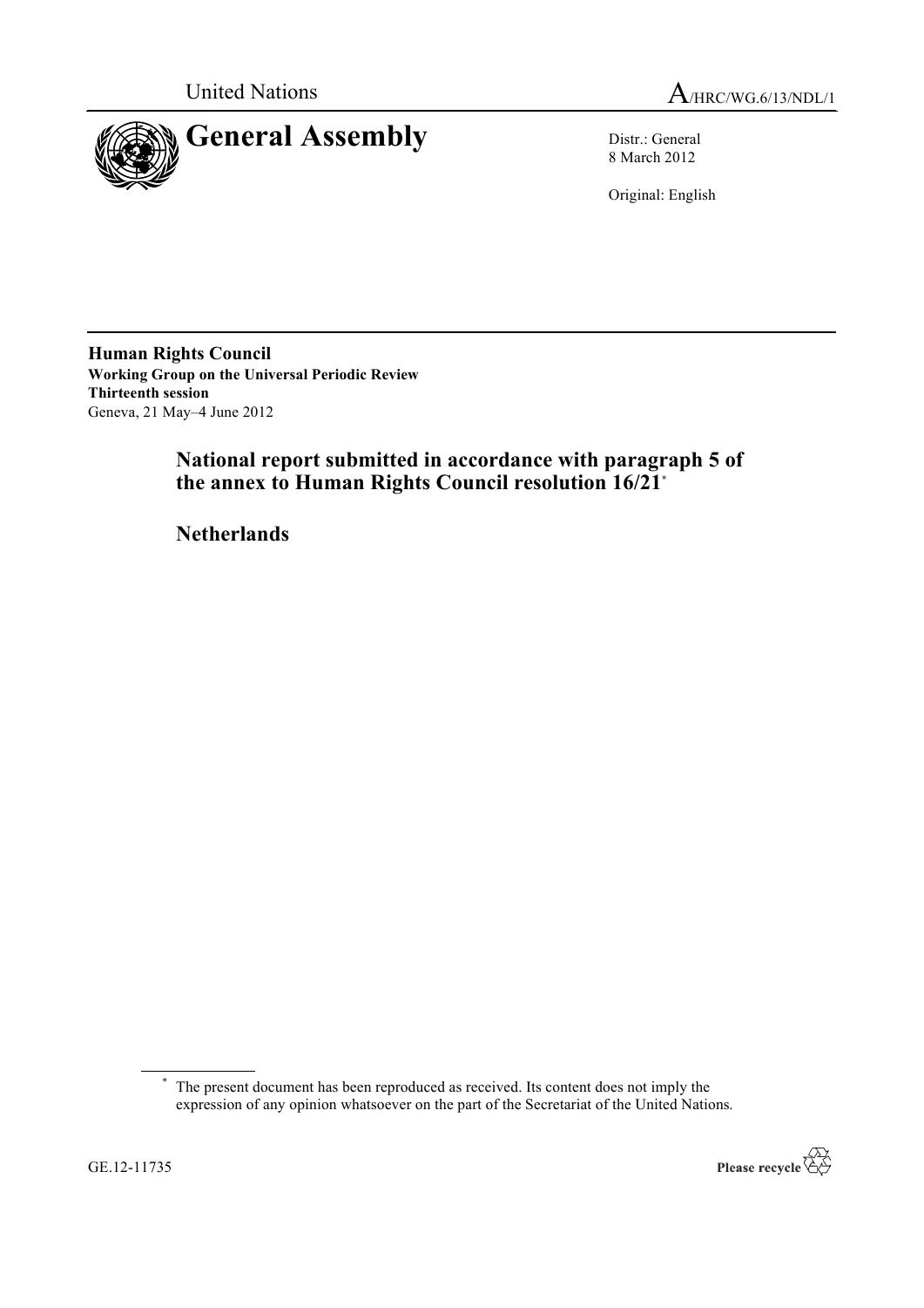United Nations

A/HRC/WG.6/13/NDL/1

# General Assembly

Distr.: General
8 March 2012

Original: English

**Human Rights Council**
**Working Group on the Universal Periodic Review**
**Thirteenth session**
Geneva, 21 May–4 June 2012

## National report submitted in accordance with paragraph 5 of the annex to Human Rights Council resolution 16/21*

## Netherlands

\* The present document has been reproduced as received. Its content does not imply the expression of any opinion whatsoever on the part of the Secretariat of the United Nations.

GE.12-11735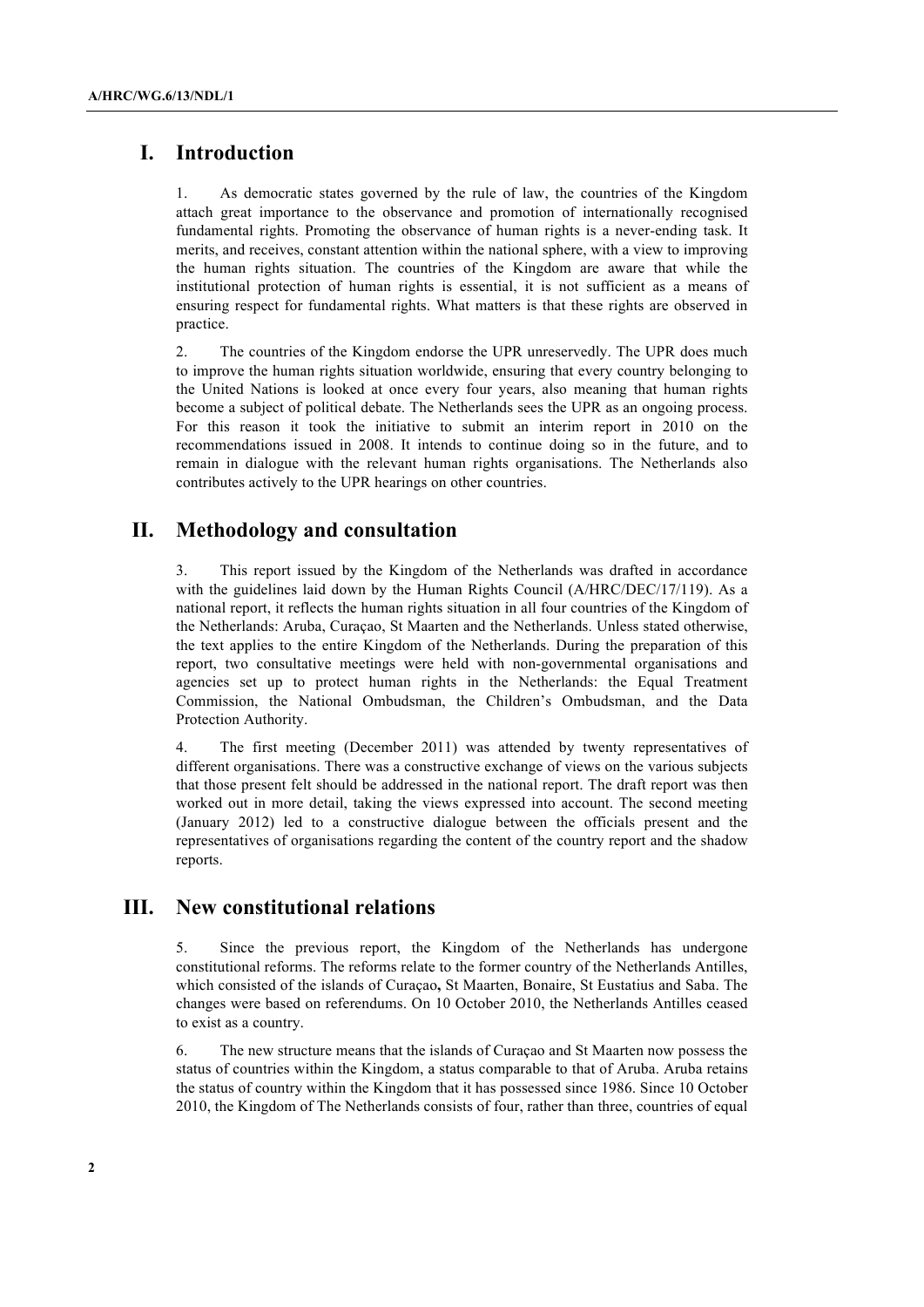## I. Introduction

1. As democratic states governed by the rule of law, the countries of the Kingdom attach great importance to the observance and promotion of internationally recognised fundamental rights. Promoting the observance of human rights is a never-ending task. It merits, and receives, constant attention within the national sphere, with a view to improving the human rights situation. The countries of the Kingdom are aware that while the institutional protection of human rights is essential, it is not sufficient as a means of ensuring respect for fundamental rights. What matters is that these rights are observed in practice.

2. The countries of the Kingdom endorse the UPR unreservedly. The UPR does much to improve the human rights situation worldwide, ensuring that every country belonging to the United Nations is looked at once every four years, also meaning that human rights become a subject of political debate. The Netherlands sees the UPR as an ongoing process. For this reason it took the initiative to submit an interim report in 2010 on the recommendations issued in 2008. It intends to continue doing so in the future, and to remain in dialogue with the relevant human rights organisations. The Netherlands also contributes actively to the UPR hearings on other countries.

## II. Methodology and consultation

3. This report issued by the Kingdom of the Netherlands was drafted in accordance with the guidelines laid down by the Human Rights Council (A/HRC/DEC/17/119). As a national report, it reflects the human rights situation in all four countries of the Kingdom of the Netherlands: Aruba, Curaçao, St Maarten and the Netherlands. Unless stated otherwise, the text applies to the entire Kingdom of the Netherlands. During the preparation of this report, two consultative meetings were held with non-governmental organisations and agencies set up to protect human rights in the Netherlands: the Equal Treatment Commission, the National Ombudsman, the Children's Ombudsman, and the Data Protection Authority.

4. The first meeting (December 2011) was attended by twenty representatives of different organisations. There was a constructive exchange of views on the various subjects that those present felt should be addressed in the national report. The draft report was then worked out in more detail, taking the views expressed into account. The second meeting (January 2012) led to a constructive dialogue between the officials present and the representatives of organisations regarding the content of the country report and the shadow reports.

## III. New constitutional relations

5. Since the previous report, the Kingdom of the Netherlands has undergone constitutional reforms. The reforms relate to the former country of the Netherlands Antilles, which consisted of the islands of Curaçao**,** St Maarten, Bonaire, St Eustatius and Saba. The changes were based on referendums. On 10 October 2010, the Netherlands Antilles ceased to exist as a country.

6. The new structure means that the islands of Curaçao and St Maarten now possess the status of countries within the Kingdom, a status comparable to that of Aruba. Aruba retains the status of country within the Kingdom that it has possessed since 1986. Since 10 October 2010, the Kingdom of The Netherlands consists of four, rather than three, countries of equal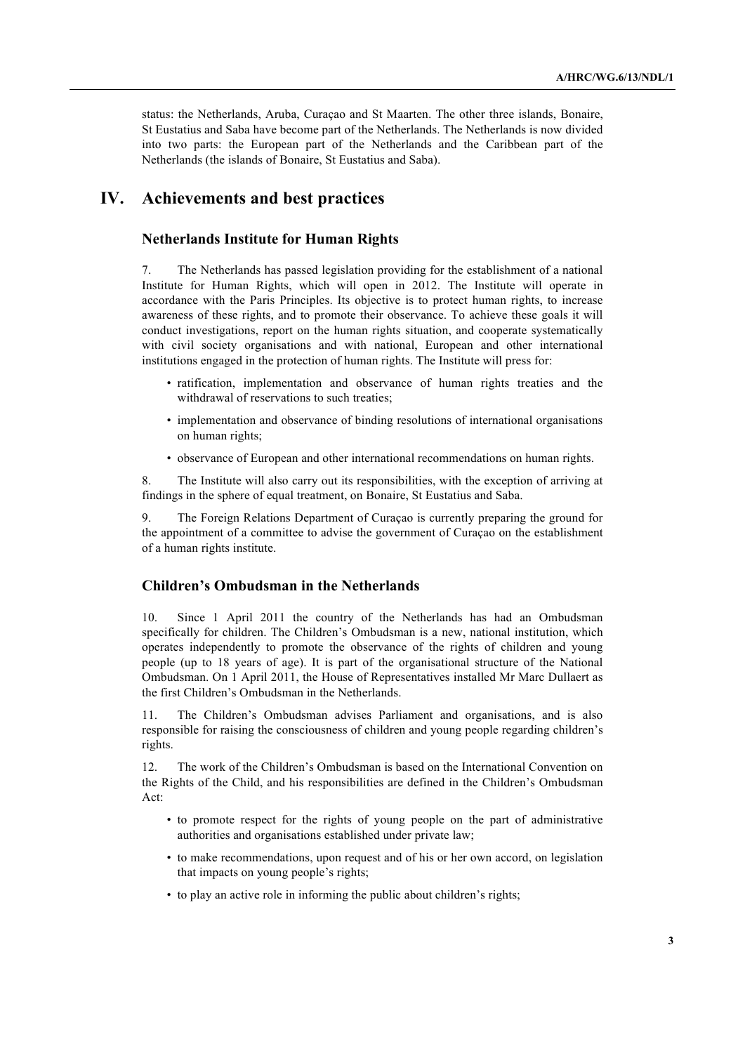status: the Netherlands, Aruba, Curaçao and St Maarten. The other three islands, Bonaire, St Eustatius and Saba have become part of the Netherlands. The Netherlands is now divided into two parts: the European part of the Netherlands and the Caribbean part of the Netherlands (the islands of Bonaire, St Eustatius and Saba).

# IV. Achievements and best practices

### Netherlands Institute for Human Rights

7. The Netherlands has passed legislation providing for the establishment of a national Institute for Human Rights, which will open in 2012. The Institute will operate in accordance with the Paris Principles. Its objective is to protect human rights, to increase awareness of these rights, and to promote their observance. To achieve these goals it will conduct investigations, report on the human rights situation, and cooperate systematically with civil society organisations and with national, European and other international institutions engaged in the protection of human rights. The Institute will press for:

- ratification, implementation and observance of human rights treaties and the withdrawal of reservations to such treaties;
- implementation and observance of binding resolutions of international organisations on human rights;
- observance of European and other international recommendations on human rights.

8. The Institute will also carry out its responsibilities, with the exception of arriving at findings in the sphere of equal treatment, on Bonaire, St Eustatius and Saba.

9. The Foreign Relations Department of Curaçao is currently preparing the ground for the appointment of a committee to advise the government of Curaçao on the establishment of a human rights institute.

### Children's Ombudsman in the Netherlands

10. Since 1 April 2011 the country of the Netherlands has had an Ombudsman specifically for children. The Children's Ombudsman is a new, national institution, which operates independently to promote the observance of the rights of children and young people (up to 18 years of age). It is part of the organisational structure of the National Ombudsman. On 1 April 2011, the House of Representatives installed Mr Marc Dullaert as the first Children's Ombudsman in the Netherlands.

11. The Children's Ombudsman advises Parliament and organisations, and is also responsible for raising the consciousness of children and young people regarding children's rights.

12. The work of the Children's Ombudsman is based on the International Convention on the Rights of the Child, and his responsibilities are defined in the Children's Ombudsman Act:

- to promote respect for the rights of young people on the part of administrative authorities and organisations established under private law;
- to make recommendations, upon request and of his or her own accord, on legislation that impacts on young people's rights;
- to play an active role in informing the public about children's rights;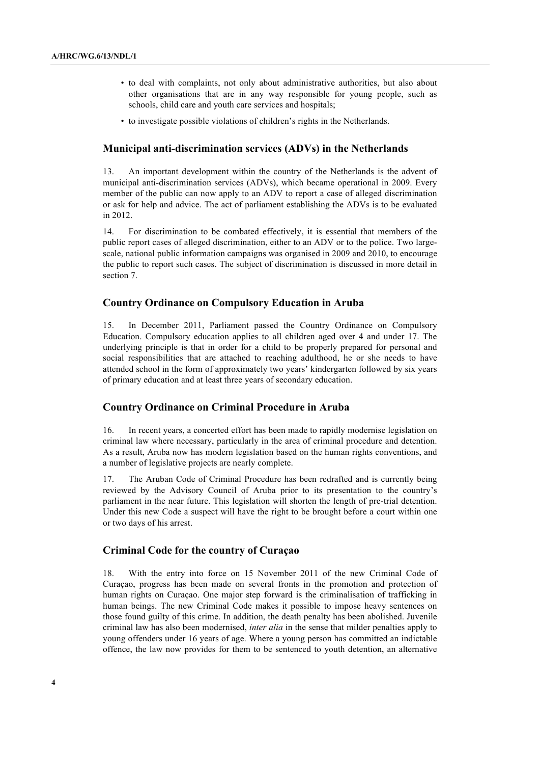- to deal with complaints, not only about administrative authorities, but also about other organisations that are in any way responsible for young people, such as schools, child care and youth care services and hospitals;
- to investigate possible violations of children's rights in the Netherlands.

### Municipal anti-discrimination services (ADVs) in the Netherlands

13. An important development within the country of the Netherlands is the advent of municipal anti-discrimination services (ADVs), which became operational in 2009. Every member of the public can now apply to an ADV to report a case of alleged discrimination or ask for help and advice. The act of parliament establishing the ADVs is to be evaluated in 2012.

14. For discrimination to be combated effectively, it is essential that members of the public report cases of alleged discrimination, either to an ADV or to the police. Two large-scale, national public information campaigns was organised in 2009 and 2010, to encourage the public to report such cases. The subject of discrimination is discussed in more detail in section 7.

### Country Ordinance on Compulsory Education in Aruba

15. In December 2011, Parliament passed the Country Ordinance on Compulsory Education. Compulsory education applies to all children aged over 4 and under 17. The underlying principle is that in order for a child to be properly prepared for personal and social responsibilities that are attached to reaching adulthood, he or she needs to have attended school in the form of approximately two years' kindergarten followed by six years of primary education and at least three years of secondary education.

### Country Ordinance on Criminal Procedure in Aruba

16. In recent years, a concerted effort has been made to rapidly modernise legislation on criminal law where necessary, particularly in the area of criminal procedure and detention. As a result, Aruba now has modern legislation based on the human rights conventions, and a number of legislative projects are nearly complete.

17. The Aruban Code of Criminal Procedure has been redrafted and is currently being reviewed by the Advisory Council of Aruba prior to its presentation to the country's parliament in the near future. This legislation will shorten the length of pre-trial detention. Under this new Code a suspect will have the right to be brought before a court within one or two days of his arrest.

### Criminal Code for the country of Curaçao

18. With the entry into force on 15 November 2011 of the new Criminal Code of Curaçao, progress has been made on several fronts in the promotion and protection of human rights on Curaçao. One major step forward is the criminalisation of trafficking in human beings. The new Criminal Code makes it possible to impose heavy sentences on those found guilty of this crime. In addition, the death penalty has been abolished. Juvenile criminal law has also been modernised, *inter alia* in the sense that milder penalties apply to young offenders under 16 years of age. Where a young person has committed an indictable offence, the law now provides for them to be sentenced to youth detention, an alternative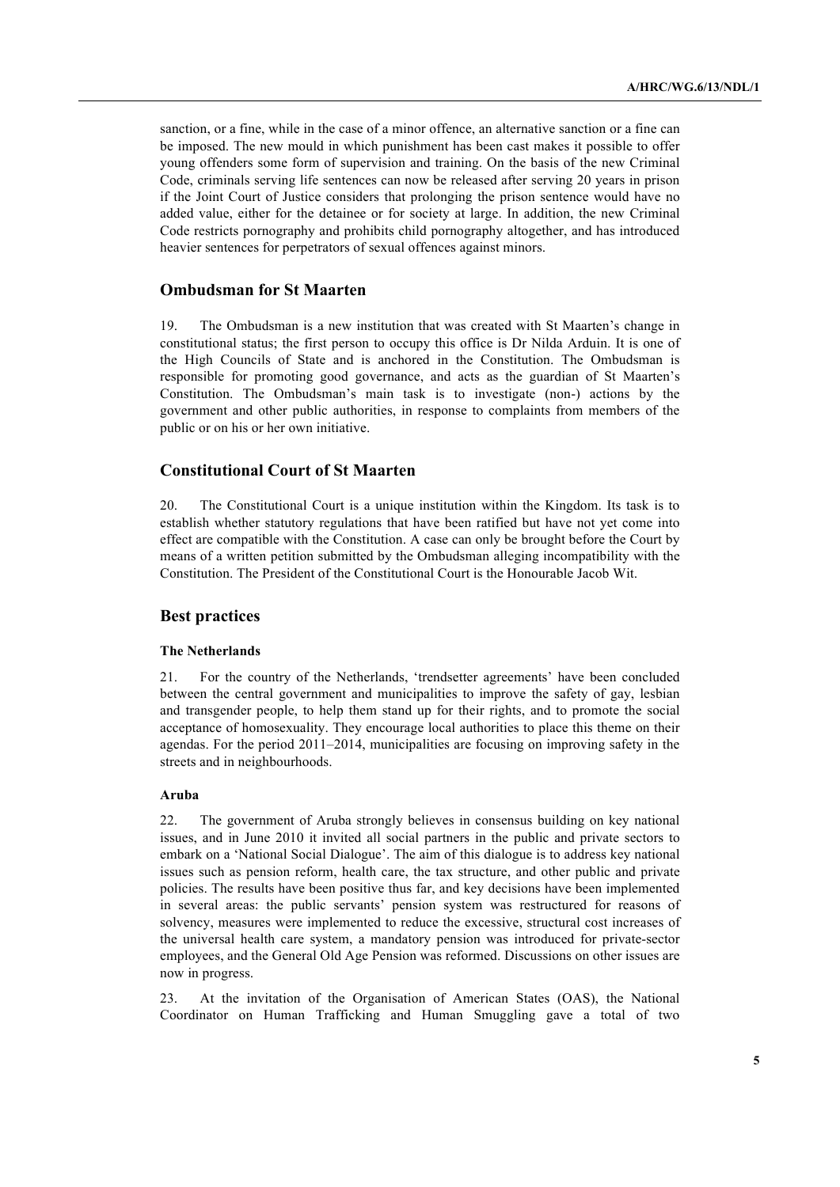sanction, or a fine, while in the case of a minor offence, an alternative sanction or a fine can be imposed. The new mould in which punishment has been cast makes it possible to offer young offenders some form of supervision and training. On the basis of the new Criminal Code, criminals serving life sentences can now be released after serving 20 years in prison if the Joint Court of Justice considers that prolonging the prison sentence would have no added value, either for the detainee or for society at large. In addition, the new Criminal Code restricts pornography and prohibits child pornography altogether, and has introduced heavier sentences for perpetrators of sexual offences against minors.

## Ombudsman for St Maarten

19. The Ombudsman is a new institution that was created with St Maarten's change in constitutional status; the first person to occupy this office is Dr Nilda Arduin. It is one of the High Councils of State and is anchored in the Constitution. The Ombudsman is responsible for promoting good governance, and acts as the guardian of St Maarten's Constitution. The Ombudsman's main task is to investigate (non-) actions by the government and other public authorities, in response to complaints from members of the public or on his or her own initiative.

## Constitutional Court of St Maarten

20. The Constitutional Court is a unique institution within the Kingdom. Its task is to establish whether statutory regulations that have been ratified but have not yet come into effect are compatible with the Constitution. A case can only be brought before the Court by means of a written petition submitted by the Ombudsman alleging incompatibility with the Constitution. The President of the Constitutional Court is the Honourable Jacob Wit.

## Best practices

### The Netherlands

21. For the country of the Netherlands, 'trendsetter agreements' have been concluded between the central government and municipalities to improve the safety of gay, lesbian and transgender people, to help them stand up for their rights, and to promote the social acceptance of homosexuality. They encourage local authorities to place this theme on their agendas. For the period 2011–2014, municipalities are focusing on improving safety in the streets and in neighbourhoods.

### Aruba

22. The government of Aruba strongly believes in consensus building on key national issues, and in June 2010 it invited all social partners in the public and private sectors to embark on a 'National Social Dialogue'. The aim of this dialogue is to address key national issues such as pension reform, health care, the tax structure, and other public and private policies. The results have been positive thus far, and key decisions have been implemented in several areas: the public servants' pension system was restructured for reasons of solvency, measures were implemented to reduce the excessive, structural cost increases of the universal health care system, a mandatory pension was introduced for private-sector employees, and the General Old Age Pension was reformed. Discussions on other issues are now in progress.

23. At the invitation of the Organisation of American States (OAS), the National Coordinator on Human Trafficking and Human Smuggling gave a total of two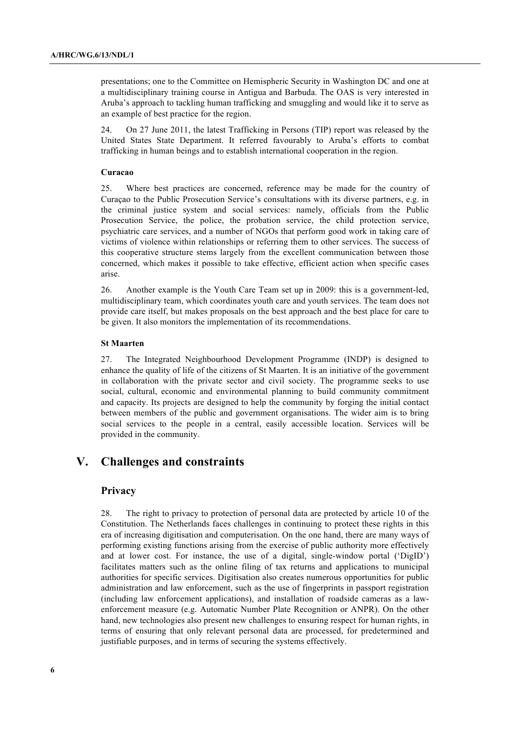presentations; one to the Committee on Hemispheric Security in Washington DC and one at a multidisciplinary training course in Antigua and Barbuda. The OAS is very interested in Aruba's approach to tackling human trafficking and smuggling and would like it to serve as an example of best practice for the region.

24. On 27 June 2011, the latest Trafficking in Persons (TIP) report was released by the United States State Department. It referred favourably to Aruba's efforts to combat trafficking in human beings and to establish international cooperation in the region.

### Curacao

25. Where best practices are concerned, reference may be made for the country of Curaçao to the Public Prosecution Service's consultations with its diverse partners, e.g. in the criminal justice system and social services: namely, officials from the Public Prosecution Service, the police, the probation service, the child protection service, psychiatric care services, and a number of NGOs that perform good work in taking care of victims of violence within relationships or referring them to other services. The success of this cooperative structure stems largely from the excellent communication between those concerned, which makes it possible to take effective, efficient action when specific cases arise.

26. Another example is the Youth Care Team set up in 2009: this is a government-led, multidisciplinary team, which coordinates youth care and youth services. The team does not provide care itself, but makes proposals on the best approach and the best place for care to be given. It also monitors the implementation of its recommendations.

### St Maarten

27. The Integrated Neighbourhood Development Programme (INDP) is designed to enhance the quality of life of the citizens of St Maarten. It is an initiative of the government in collaboration with the private sector and civil society. The programme seeks to use social, cultural, economic and environmental planning to build community commitment and capacity. Its projects are designed to help the community by forging the initial contact between members of the public and government organisations. The wider aim is to bring social services to the people in a central, easily accessible location. Services will be provided in the community.

# V. Challenges and constraints

## Privacy

28. The right to privacy to protection of personal data are protected by article 10 of the Constitution. The Netherlands faces challenges in continuing to protect these rights in this era of increasing digitisation and computerisation. On the one hand, there are many ways of performing existing functions arising from the exercise of public authority more effectively and at lower cost. For instance, the use of a digital, single-window portal ('DigID') facilitates matters such as the online filing of tax returns and applications to municipal authorities for specific services. Digitisation also creates numerous opportunities for public administration and law enforcement, such as the use of fingerprints in passport registration (including law enforcement applications), and installation of roadside cameras as a law-enforcement measure (e.g. Automatic Number Plate Recognition or ANPR). On the other hand, new technologies also present new challenges to ensuring respect for human rights, in terms of ensuring that only relevant personal data are processed, for predetermined and justifiable purposes, and in terms of securing the systems effectively.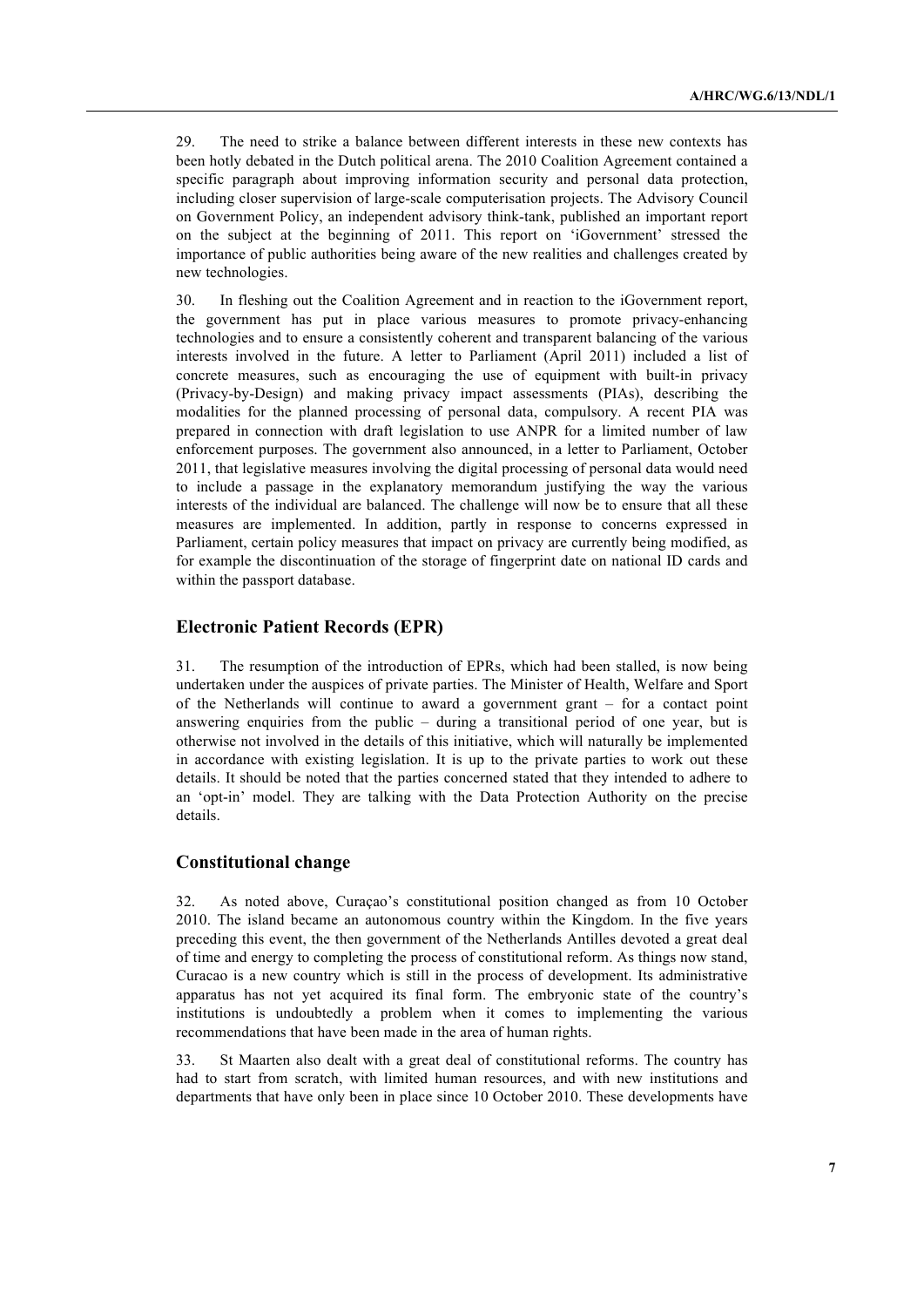29. The need to strike a balance between different interests in these new contexts has been hotly debated in the Dutch political arena. The 2010 Coalition Agreement contained a specific paragraph about improving information security and personal data protection, including closer supervision of large-scale computerisation projects. The Advisory Council on Government Policy, an independent advisory think-tank, published an important report on the subject at the beginning of 2011. This report on 'iGovernment' stressed the importance of public authorities being aware of the new realities and challenges created by new technologies.

30. In fleshing out the Coalition Agreement and in reaction to the iGovernment report, the government has put in place various measures to promote privacy-enhancing technologies and to ensure a consistently coherent and transparent balancing of the various interests involved in the future. A letter to Parliament (April 2011) included a list of concrete measures, such as encouraging the use of equipment with built-in privacy (Privacy-by-Design) and making privacy impact assessments (PIAs), describing the modalities for the planned processing of personal data, compulsory. A recent PIA was prepared in connection with draft legislation to use ANPR for a limited number of law enforcement purposes. The government also announced, in a letter to Parliament, October 2011, that legislative measures involving the digital processing of personal data would need to include a passage in the explanatory memorandum justifying the way the various interests of the individual are balanced. The challenge will now be to ensure that all these measures are implemented. In addition, partly in response to concerns expressed in Parliament, certain policy measures that impact on privacy are currently being modified, as for example the discontinuation of the storage of fingerprint date on national ID cards and within the passport database.

## Electronic Patient Records (EPR)

31. The resumption of the introduction of EPRs, which had been stalled, is now being undertaken under the auspices of private parties. The Minister of Health, Welfare and Sport of the Netherlands will continue to award a government grant – for a contact point answering enquiries from the public – during a transitional period of one year, but is otherwise not involved in the details of this initiative, which will naturally be implemented in accordance with existing legislation. It is up to the private parties to work out these details. It should be noted that the parties concerned stated that they intended to adhere to an 'opt-in' model. They are talking with the Data Protection Authority on the precise details.

## Constitutional change

32. As noted above, Curaçao's constitutional position changed as from 10 October 2010. The island became an autonomous country within the Kingdom. In the five years preceding this event, the then government of the Netherlands Antilles devoted a great deal of time and energy to completing the process of constitutional reform. As things now stand, Curacao is a new country which is still in the process of development. Its administrative apparatus has not yet acquired its final form. The embryonic state of the country's institutions is undoubtedly a problem when it comes to implementing the various recommendations that have been made in the area of human rights.

33. St Maarten also dealt with a great deal of constitutional reforms. The country has had to start from scratch, with limited human resources, and with new institutions and departments that have only been in place since 10 October 2010. These developments have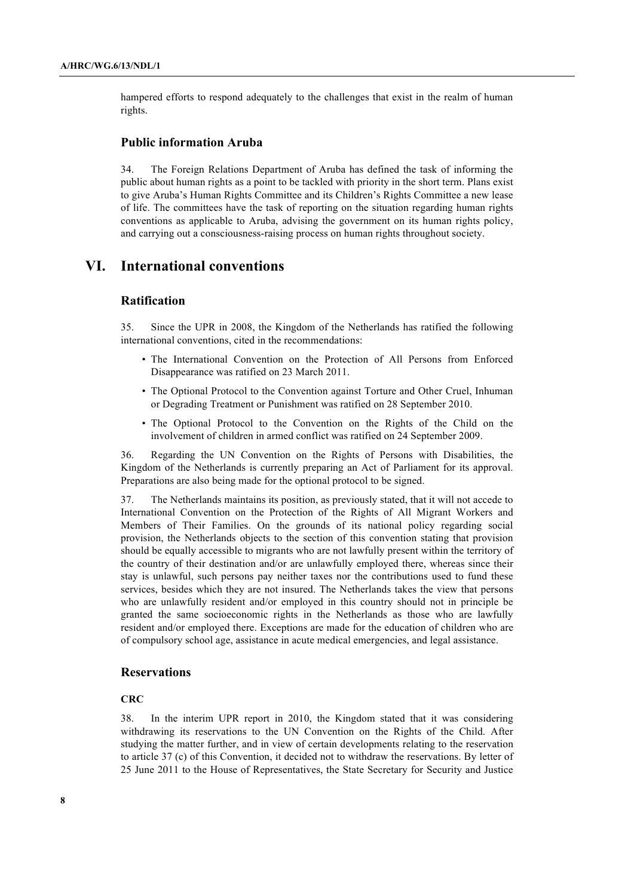hampered efforts to respond adequately to the challenges that exist in the realm of human rights.

### Public information Aruba

34. The Foreign Relations Department of Aruba has defined the task of informing the public about human rights as a point to be tackled with priority in the short term. Plans exist to give Aruba's Human Rights Committee and its Children's Rights Committee a new lease of life. The committees have the task of reporting on the situation regarding human rights conventions as applicable to Aruba, advising the government on its human rights policy, and carrying out a consciousness-raising process on human rights throughout society.

## VI. International conventions

### Ratification

35. Since the UPR in 2008, the Kingdom of the Netherlands has ratified the following international conventions, cited in the recommendations:

- The International Convention on the Protection of All Persons from Enforced Disappearance was ratified on 23 March 2011.
- The Optional Protocol to the Convention against Torture and Other Cruel, Inhuman or Degrading Treatment or Punishment was ratified on 28 September 2010.
- The Optional Protocol to the Convention on the Rights of the Child on the involvement of children in armed conflict was ratified on 24 September 2009.

36. Regarding the UN Convention on the Rights of Persons with Disabilities, the Kingdom of the Netherlands is currently preparing an Act of Parliament for its approval. Preparations are also being made for the optional protocol to be signed.

37. The Netherlands maintains its position, as previously stated, that it will not accede to International Convention on the Protection of the Rights of All Migrant Workers and Members of Their Families. On the grounds of its national policy regarding social provision, the Netherlands objects to the section of this convention stating that provision should be equally accessible to migrants who are not lawfully present within the territory of the country of their destination and/or are unlawfully employed there, whereas since their stay is unlawful, such persons pay neither taxes nor the contributions used to fund these services, besides which they are not insured. The Netherlands takes the view that persons who are unlawfully resident and/or employed in this country should not in principle be granted the same socioeconomic rights in the Netherlands as those who are lawfully resident and/or employed there. Exceptions are made for the education of children who are of compulsory school age, assistance in acute medical emergencies, and legal assistance.

### Reservations

#### CRC

38. In the interim UPR report in 2010, the Kingdom stated that it was considering withdrawing its reservations to the UN Convention on the Rights of the Child. After studying the matter further, and in view of certain developments relating to the reservation to article 37 (c) of this Convention, it decided not to withdraw the reservations. By letter of 25 June 2011 to the House of Representatives, the State Secretary for Security and Justice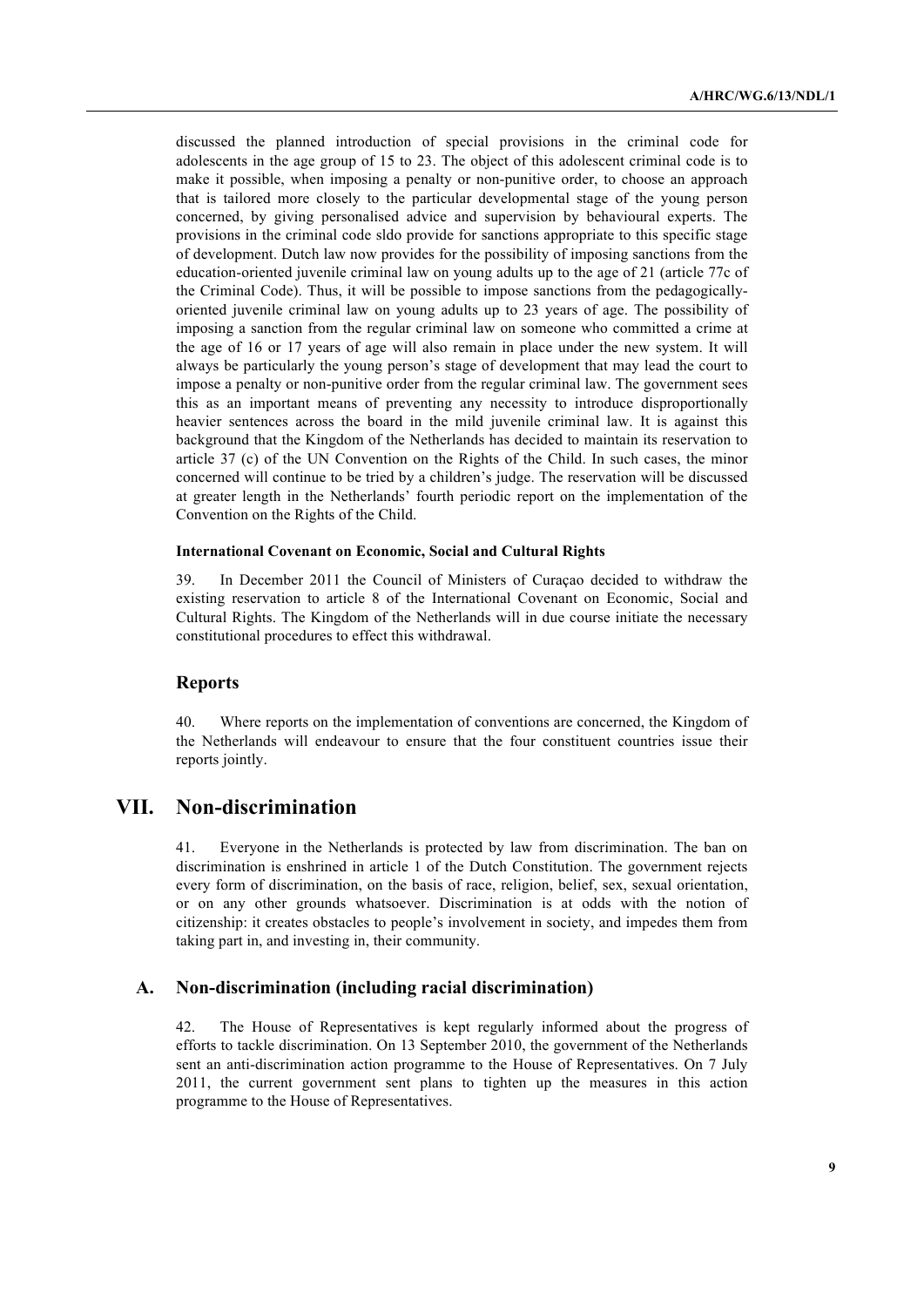discussed the planned introduction of special provisions in the criminal code for adolescents in the age group of 15 to 23. The object of this adolescent criminal code is to make it possible, when imposing a penalty or non-punitive order, to choose an approach that is tailored more closely to the particular developmental stage of the young person concerned, by giving personalised advice and supervision by behavioural experts. The provisions in the criminal code sldo provide for sanctions appropriate to this specific stage of development. Dutch law now provides for the possibility of imposing sanctions from the education-oriented juvenile criminal law on young adults up to the age of 21 (article 77c of the Criminal Code). Thus, it will be possible to impose sanctions from the pedagogically-oriented juvenile criminal law on young adults up to 23 years of age. The possibility of imposing a sanction from the regular criminal law on someone who committed a crime at the age of 16 or 17 years of age will also remain in place under the new system. It will always be particularly the young person's stage of development that may lead the court to impose a penalty or non-punitive order from the regular criminal law. The government sees this as an important means of preventing any necessity to introduce disproportionally heavier sentences across the board in the mild juvenile criminal law. It is against this background that the Kingdom of the Netherlands has decided to maintain its reservation to article 37 (c) of the UN Convention on the Rights of the Child. In such cases, the minor concerned will continue to be tried by a children's judge. The reservation will be discussed at greater length in the Netherlands' fourth periodic report on the implementation of the Convention on the Rights of the Child.

#### International Covenant on Economic, Social and Cultural Rights

39. In December 2011 the Council of Ministers of Curaçao decided to withdraw the existing reservation to article 8 of the International Covenant on Economic, Social and Cultural Rights. The Kingdom of the Netherlands will in due course initiate the necessary constitutional procedures to effect this withdrawal.

### Reports

40. Where reports on the implementation of conventions are concerned, the Kingdom of the Netherlands will endeavour to ensure that the four constituent countries issue their reports jointly.

## VII. Non-discrimination

41. Everyone in the Netherlands is protected by law from discrimination. The ban on discrimination is enshrined in article 1 of the Dutch Constitution. The government rejects every form of discrimination, on the basis of race, religion, belief, sex, sexual orientation, or on any other grounds whatsoever. Discrimination is at odds with the notion of citizenship: it creates obstacles to people's involvement in society, and impedes them from taking part in, and investing in, their community.

### A. Non-discrimination (including racial discrimination)

42. The House of Representatives is kept regularly informed about the progress of efforts to tackle discrimination. On 13 September 2010, the government of the Netherlands sent an anti-discrimination action programme to the House of Representatives. On 7 July 2011, the current government sent plans to tighten up the measures in this action programme to the House of Representatives.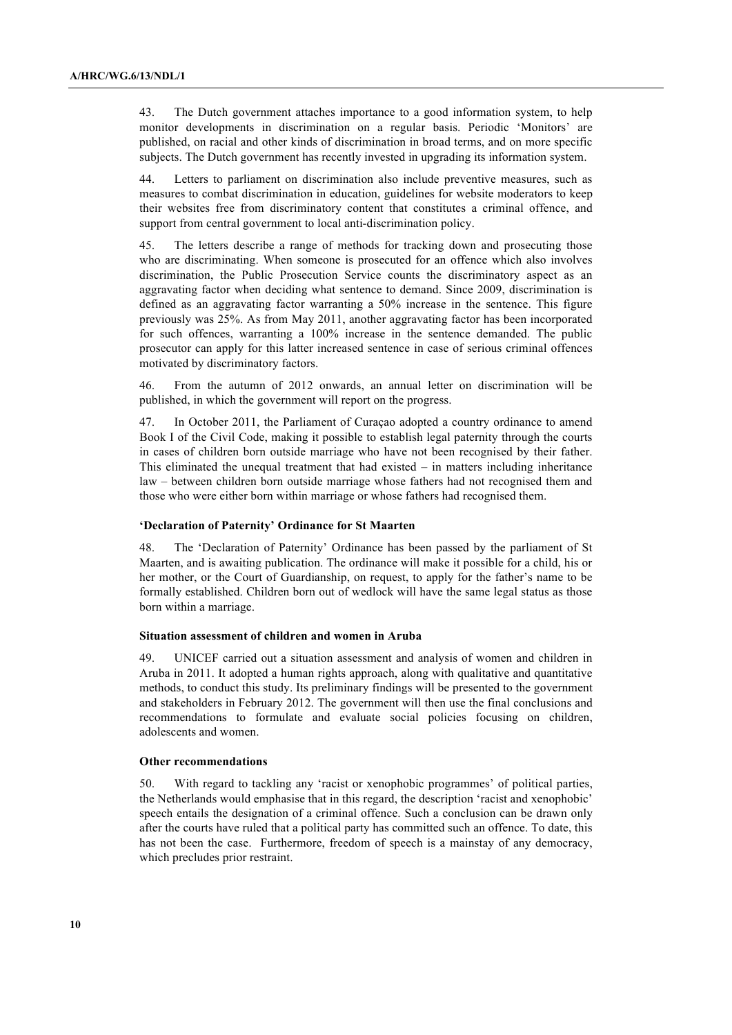43. The Dutch government attaches importance to a good information system, to help monitor developments in discrimination on a regular basis. Periodic 'Monitors' are published, on racial and other kinds of discrimination in broad terms, and on more specific subjects. The Dutch government has recently invested in upgrading its information system.

44. Letters to parliament on discrimination also include preventive measures, such as measures to combat discrimination in education, guidelines for website moderators to keep their websites free from discriminatory content that constitutes a criminal offence, and support from central government to local anti-discrimination policy.

45. The letters describe a range of methods for tracking down and prosecuting those who are discriminating. When someone is prosecuted for an offence which also involves discrimination, the Public Prosecution Service counts the discriminatory aspect as an aggravating factor when deciding what sentence to demand. Since 2009, discrimination is defined as an aggravating factor warranting a 50% increase in the sentence. This figure previously was 25%. As from May 2011, another aggravating factor has been incorporated for such offences, warranting a 100% increase in the sentence demanded. The public prosecutor can apply for this latter increased sentence in case of serious criminal offences motivated by discriminatory factors.

46. From the autumn of 2012 onwards, an annual letter on discrimination will be published, in which the government will report on the progress.

47. In October 2011, the Parliament of Curaçao adopted a country ordinance to amend Book I of the Civil Code, making it possible to establish legal paternity through the courts in cases of children born outside marriage who have not been recognised by their father. This eliminated the unequal treatment that had existed – in matters including inheritance law – between children born outside marriage whose fathers had not recognised them and those who were either born within marriage or whose fathers had recognised them.

#### 'Declaration of Paternity' Ordinance for St Maarten

48. The 'Declaration of Paternity' Ordinance has been passed by the parliament of St Maarten, and is awaiting publication. The ordinance will make it possible for a child, his or her mother, or the Court of Guardianship, on request, to apply for the father's name to be formally established. Children born out of wedlock will have the same legal status as those born within a marriage.

#### Situation assessment of children and women in Aruba

49. UNICEF carried out a situation assessment and analysis of women and children in Aruba in 2011. It adopted a human rights approach, along with qualitative and quantitative methods, to conduct this study. Its preliminary findings will be presented to the government and stakeholders in February 2012. The government will then use the final conclusions and recommendations to formulate and evaluate social policies focusing on children, adolescents and women.

#### Other recommendations

50. With regard to tackling any 'racist or xenophobic programmes' of political parties, the Netherlands would emphasise that in this regard, the description 'racist and xenophobic' speech entails the designation of a criminal offence. Such a conclusion can be drawn only after the courts have ruled that a political party has committed such an offence. To date, this has not been the case. Furthermore, freedom of speech is a mainstay of any democracy, which precludes prior restraint.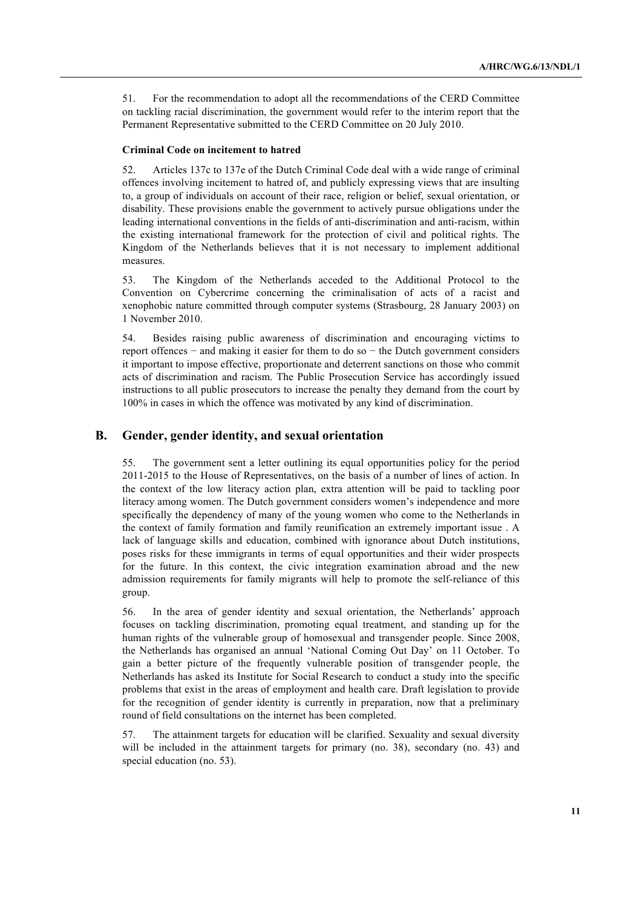51. For the recommendation to adopt all the recommendations of the CERD Committee on tackling racial discrimination, the government would refer to the interim report that the Permanent Representative submitted to the CERD Committee on 20 July 2010.

**Criminal Code on incitement to hatred**

52. Articles 137c to 137e of the Dutch Criminal Code deal with a wide range of criminal offences involving incitement to hatred of, and publicly expressing views that are insulting to, a group of individuals on account of their race, religion or belief, sexual orientation, or disability. These provisions enable the government to actively pursue obligations under the leading international conventions in the fields of anti-discrimination and anti-racism, within the existing international framework for the protection of civil and political rights. The Kingdom of the Netherlands believes that it is not necessary to implement additional measures.

53. The Kingdom of the Netherlands acceded to the Additional Protocol to the Convention on Cybercrime concerning the criminalisation of acts of a racist and xenophobic nature committed through computer systems (Strasbourg, 28 January 2003) on 1 November 2010.

54. Besides raising public awareness of discrimination and encouraging victims to report offences − and making it easier for them to do so − the Dutch government considers it important to impose effective, proportionate and deterrent sanctions on those who commit acts of discrimination and racism. The Public Prosecution Service has accordingly issued instructions to all public prosecutors to increase the penalty they demand from the court by 100% in cases in which the offence was motivated by any kind of discrimination.

## B. Gender, gender identity, and sexual orientation

55. The government sent a letter outlining its equal opportunities policy for the period 2011-2015 to the House of Representatives, on the basis of a number of lines of action. In the context of the low literacy action plan, extra attention will be paid to tackling poor literacy among women. The Dutch government considers women's independence and more specifically the dependency of many of the young women who come to the Netherlands in the context of family formation and family reunification an extremely important issue . A lack of language skills and education, combined with ignorance about Dutch institutions, poses risks for these immigrants in terms of equal opportunities and their wider prospects for the future. In this context, the civic integration examination abroad and the new admission requirements for family migrants will help to promote the self-reliance of this group.

56. In the area of gender identity and sexual orientation, the Netherlands' approach focuses on tackling discrimination, promoting equal treatment, and standing up for the human rights of the vulnerable group of homosexual and transgender people. Since 2008, the Netherlands has organised an annual 'National Coming Out Day' on 11 October. To gain a better picture of the frequently vulnerable position of transgender people, the Netherlands has asked its Institute for Social Research to conduct a study into the specific problems that exist in the areas of employment and health care. Draft legislation to provide for the recognition of gender identity is currently in preparation, now that a preliminary round of field consultations on the internet has been completed.

57. The attainment targets for education will be clarified. Sexuality and sexual diversity will be included in the attainment targets for primary (no. 38), secondary (no. 43) and special education (no. 53).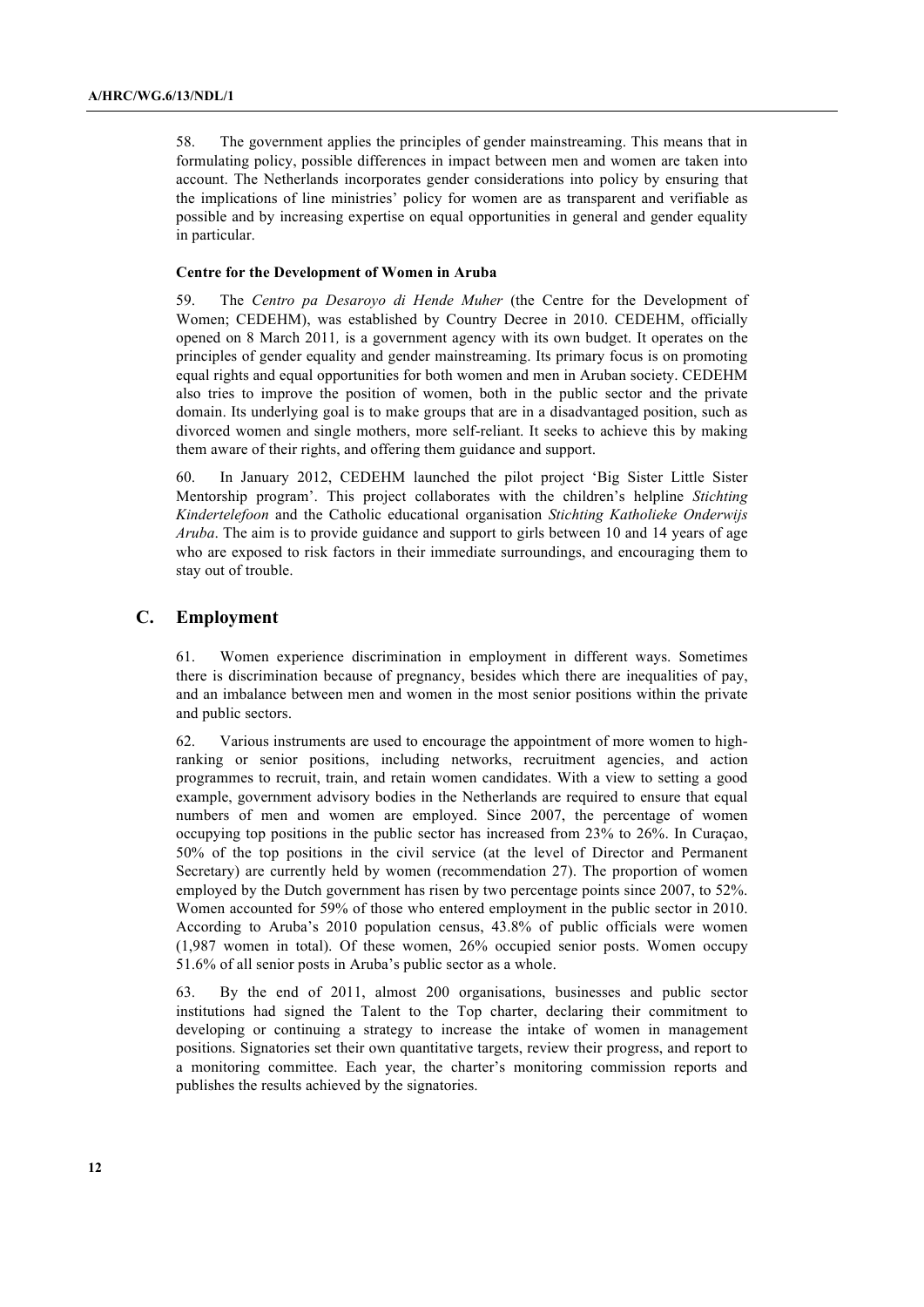58. The government applies the principles of gender mainstreaming. This means that in formulating policy, possible differences in impact between men and women are taken into account. The Netherlands incorporates gender considerations into policy by ensuring that the implications of line ministries' policy for women are as transparent and verifiable as possible and by increasing expertise on equal opportunities in general and gender equality in particular.

**Centre for the Development of Women in Aruba**

59. The *Centro pa Desaroyo di Hende Muher* (the Centre for the Development of Women; CEDEHM), was established by Country Decree in 2010. CEDEHM, officially opened on 8 March 2011, is a government agency with its own budget. It operates on the principles of gender equality and gender mainstreaming. Its primary focus is on promoting equal rights and equal opportunities for both women and men in Aruban society. CEDEHM also tries to improve the position of women, both in the public sector and the private domain. Its underlying goal is to make groups that are in a disadvantaged position, such as divorced women and single mothers, more self-reliant. It seeks to achieve this by making them aware of their rights, and offering them guidance and support.

60. In January 2012, CEDEHM launched the pilot project 'Big Sister Little Sister Mentorship program'. This project collaborates with the children's helpline *Stichting Kindertelefoon* and the Catholic educational organisation *Stichting Katholieke Onderwijs Aruba*. The aim is to provide guidance and support to girls between 10 and 14 years of age who are exposed to risk factors in their immediate surroundings, and encouraging them to stay out of trouble.

## C. Employment

61. Women experience discrimination in employment in different ways. Sometimes there is discrimination because of pregnancy, besides which there are inequalities of pay, and an imbalance between men and women in the most senior positions within the private and public sectors.

62. Various instruments are used to encourage the appointment of more women to high-ranking or senior positions, including networks, recruitment agencies, and action programmes to recruit, train, and retain women candidates. With a view to setting a good example, government advisory bodies in the Netherlands are required to ensure that equal numbers of men and women are employed. Since 2007, the percentage of women occupying top positions in the public sector has increased from 23% to 26%. In Curaçao, 50% of the top positions in the civil service (at the level of Director and Permanent Secretary) are currently held by women (recommendation 27). The proportion of women employed by the Dutch government has risen by two percentage points since 2007, to 52%. Women accounted for 59% of those who entered employment in the public sector in 2010. According to Aruba's 2010 population census, 43.8% of public officials were women (1,987 women in total). Of these women, 26% occupied senior posts. Women occupy 51.6% of all senior posts in Aruba's public sector as a whole.

63. By the end of 2011, almost 200 organisations, businesses and public sector institutions had signed the Talent to the Top charter, declaring their commitment to developing or continuing a strategy to increase the intake of women in management positions. Signatories set their own quantitative targets, review their progress, and report to a monitoring committee. Each year, the charter's monitoring commission reports and publishes the results achieved by the signatories.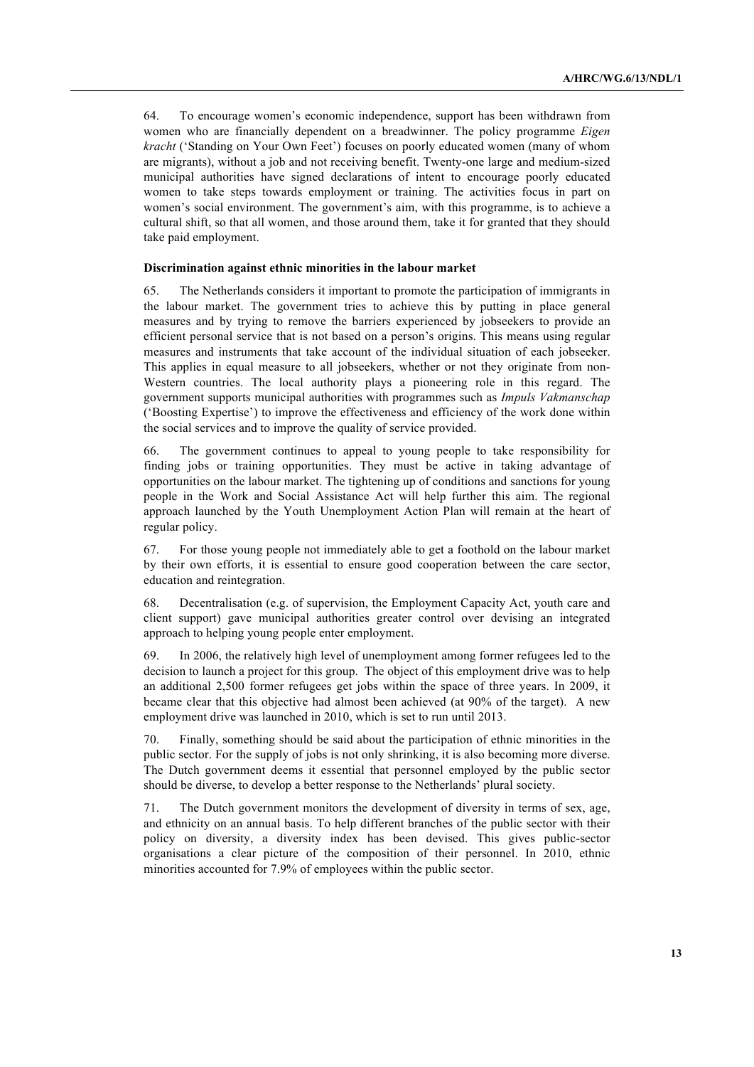64. To encourage women's economic independence, support has been withdrawn from women who are financially dependent on a breadwinner. The policy programme *Eigen kracht* ('Standing on Your Own Feet') focuses on poorly educated women (many of whom are migrants), without a job and not receiving benefit. Twenty-one large and medium-sized municipal authorities have signed declarations of intent to encourage poorly educated women to take steps towards employment or training. The activities focus in part on women's social environment. The government's aim, with this programme, is to achieve a cultural shift, so that all women, and those around them, take it for granted that they should take paid employment.

**Discrimination against ethnic minorities in the labour market**

65. The Netherlands considers it important to promote the participation of immigrants in the labour market. The government tries to achieve this by putting in place general measures and by trying to remove the barriers experienced by jobseekers to provide an efficient personal service that is not based on a person's origins. This means using regular measures and instruments that take account of the individual situation of each jobseeker. This applies in equal measure to all jobseekers, whether or not they originate from non-Western countries. The local authority plays a pioneering role in this regard. The government supports municipal authorities with programmes such as *Impuls Vakmanschap* ('Boosting Expertise') to improve the effectiveness and efficiency of the work done within the social services and to improve the quality of service provided.

66. The government continues to appeal to young people to take responsibility for finding jobs or training opportunities. They must be active in taking advantage of opportunities on the labour market. The tightening up of conditions and sanctions for young people in the Work and Social Assistance Act will help further this aim. The regional approach launched by the Youth Unemployment Action Plan will remain at the heart of regular policy.

67. For those young people not immediately able to get a foothold on the labour market by their own efforts, it is essential to ensure good cooperation between the care sector, education and reintegration.

68. Decentralisation (e.g. of supervision, the Employment Capacity Act, youth care and client support) gave municipal authorities greater control over devising an integrated approach to helping young people enter employment.

69. In 2006, the relatively high level of unemployment among former refugees led to the decision to launch a project for this group. The object of this employment drive was to help an additional 2,500 former refugees get jobs within the space of three years. In 2009, it became clear that this objective had almost been achieved (at 90% of the target). A new employment drive was launched in 2010, which is set to run until 2013.

70. Finally, something should be said about the participation of ethnic minorities in the public sector. For the supply of jobs is not only shrinking, it is also becoming more diverse. The Dutch government deems it essential that personnel employed by the public sector should be diverse, to develop a better response to the Netherlands' plural society.

71. The Dutch government monitors the development of diversity in terms of sex, age, and ethnicity on an annual basis. To help different branches of the public sector with their policy on diversity, a diversity index has been devised. This gives public-sector organisations a clear picture of the composition of their personnel. In 2010, ethnic minorities accounted for 7.9% of employees within the public sector.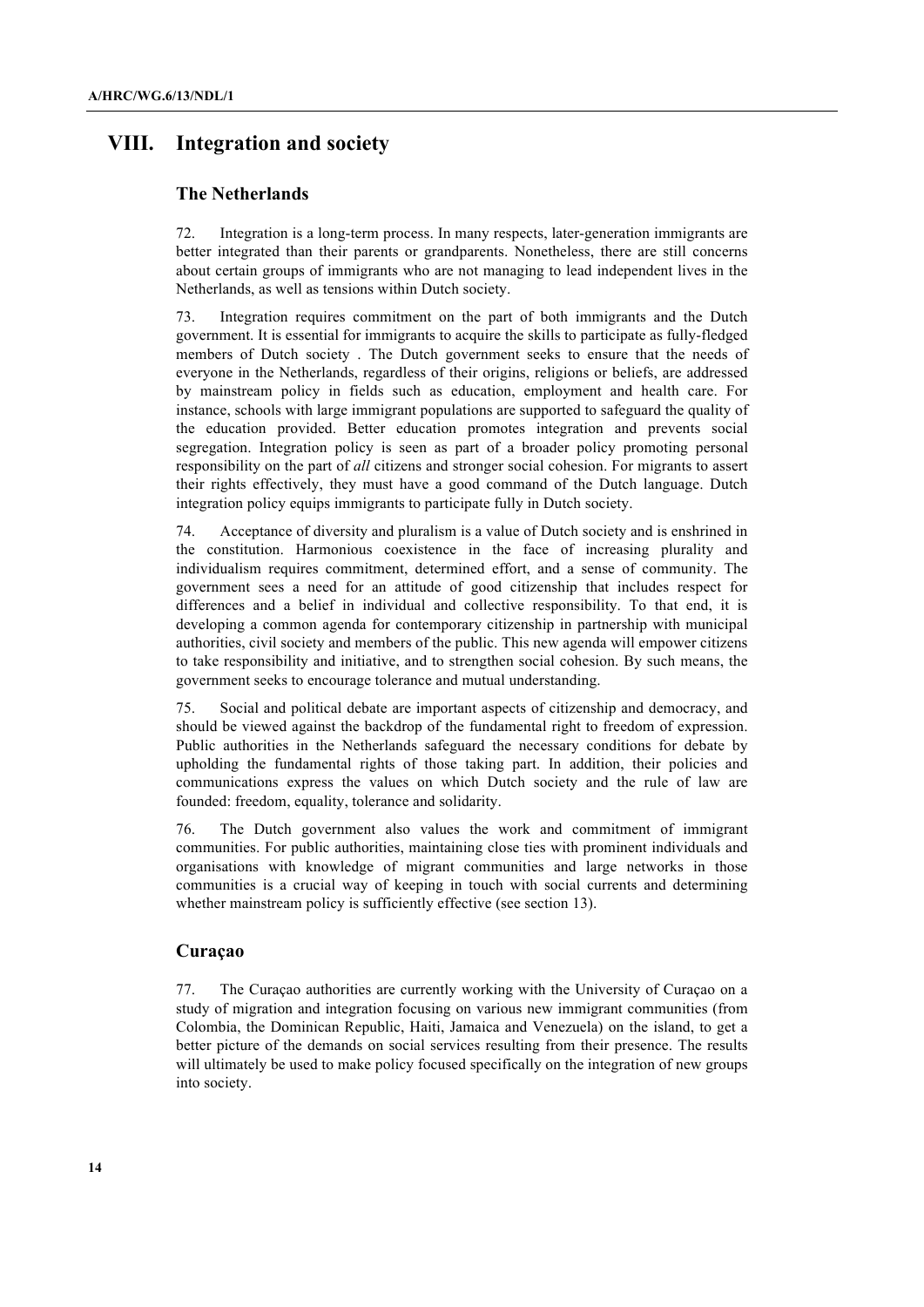# VIII. Integration and society

## The Netherlands

72. Integration is a long-term process. In many respects, later-generation immigrants are better integrated than their parents or grandparents. Nonetheless, there are still concerns about certain groups of immigrants who are not managing to lead independent lives in the Netherlands, as well as tensions within Dutch society.

73. Integration requires commitment on the part of both immigrants and the Dutch government. It is essential for immigrants to acquire the skills to participate as fully-fledged members of Dutch society . The Dutch government seeks to ensure that the needs of everyone in the Netherlands, regardless of their origins, religions or beliefs, are addressed by mainstream policy in fields such as education, employment and health care. For instance, schools with large immigrant populations are supported to safeguard the quality of the education provided. Better education promotes integration and prevents social segregation. Integration policy is seen as part of a broader policy promoting personal responsibility on the part of *all* citizens and stronger social cohesion. For migrants to assert their rights effectively, they must have a good command of the Dutch language. Dutch integration policy equips immigrants to participate fully in Dutch society.

74. Acceptance of diversity and pluralism is a value of Dutch society and is enshrined in the constitution. Harmonious coexistence in the face of increasing plurality and individualism requires commitment, determined effort, and a sense of community. The government sees a need for an attitude of good citizenship that includes respect for differences and a belief in individual and collective responsibility. To that end, it is developing a common agenda for contemporary citizenship in partnership with municipal authorities, civil society and members of the public. This new agenda will empower citizens to take responsibility and initiative, and to strengthen social cohesion. By such means, the government seeks to encourage tolerance and mutual understanding.

75. Social and political debate are important aspects of citizenship and democracy, and should be viewed against the backdrop of the fundamental right to freedom of expression. Public authorities in the Netherlands safeguard the necessary conditions for debate by upholding the fundamental rights of those taking part. In addition, their policies and communications express the values on which Dutch society and the rule of law are founded: freedom, equality, tolerance and solidarity.

76. The Dutch government also values the work and commitment of immigrant communities. For public authorities, maintaining close ties with prominent individuals and organisations with knowledge of migrant communities and large networks in those communities is a crucial way of keeping in touch with social currents and determining whether mainstream policy is sufficiently effective (see section 13).

## Curaçao

77. The Curaçao authorities are currently working with the University of Curaçao on a study of migration and integration focusing on various new immigrant communities (from Colombia, the Dominican Republic, Haiti, Jamaica and Venezuela) on the island, to get a better picture of the demands on social services resulting from their presence. The results will ultimately be used to make policy focused specifically on the integration of new groups into society.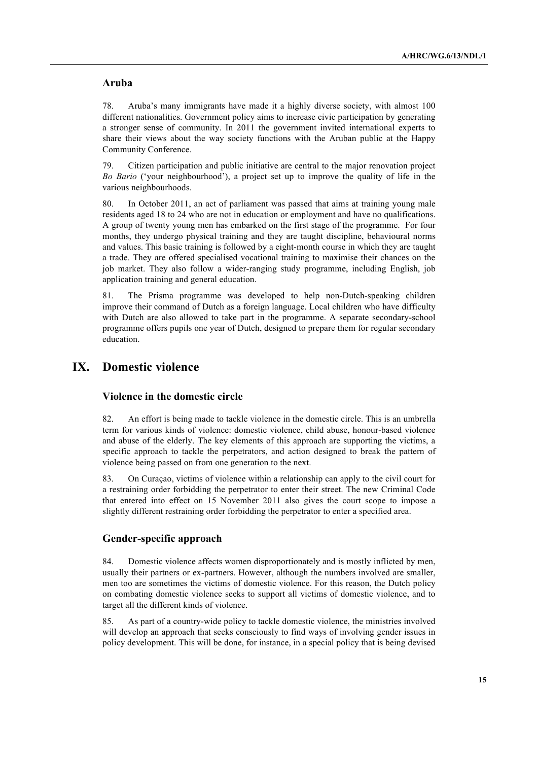### Aruba

78. Aruba's many immigrants have made it a highly diverse society, with almost 100 different nationalities. Government policy aims to increase civic participation by generating a stronger sense of community. In 2011 the government invited international experts to share their views about the way society functions with the Aruban public at the Happy Community Conference.

79. Citizen participation and public initiative are central to the major renovation project *Bo Bario* ('your neighbourhood'), a project set up to improve the quality of life in the various neighbourhoods.

80. In October 2011, an act of parliament was passed that aims at training young male residents aged 18 to 24 who are not in education or employment and have no qualifications. A group of twenty young men has embarked on the first stage of the programme. For four months, they undergo physical training and they are taught discipline, behavioural norms and values. This basic training is followed by a eight-month course in which they are taught a trade. They are offered specialised vocational training to maximise their chances on the job market. They also follow a wider-ranging study programme, including English, job application training and general education.

81. The Prisma programme was developed to help non-Dutch-speaking children improve their command of Dutch as a foreign language. Local children who have difficulty with Dutch are also allowed to take part in the programme. A separate secondary-school programme offers pupils one year of Dutch, designed to prepare them for regular secondary education.

## IX. Domestic violence

### Violence in the domestic circle

82. An effort is being made to tackle violence in the domestic circle. This is an umbrella term for various kinds of violence: domestic violence, child abuse, honour-based violence and abuse of the elderly. The key elements of this approach are supporting the victims, a specific approach to tackle the perpetrators, and action designed to break the pattern of violence being passed on from one generation to the next.

83. On Curaçao, victims of violence within a relationship can apply to the civil court for a restraining order forbidding the perpetrator to enter their street. The new Criminal Code that entered into effect on 15 November 2011 also gives the court scope to impose a slightly different restraining order forbidding the perpetrator to enter a specified area.

### Gender-specific approach

84. Domestic violence affects women disproportionately and is mostly inflicted by men, usually their partners or ex-partners. However, although the numbers involved are smaller, men too are sometimes the victims of domestic violence. For this reason, the Dutch policy on combating domestic violence seeks to support all victims of domestic violence, and to target all the different kinds of violence.

85. As part of a country-wide policy to tackle domestic violence, the ministries involved will develop an approach that seeks consciously to find ways of involving gender issues in policy development. This will be done, for instance, in a special policy that is being devised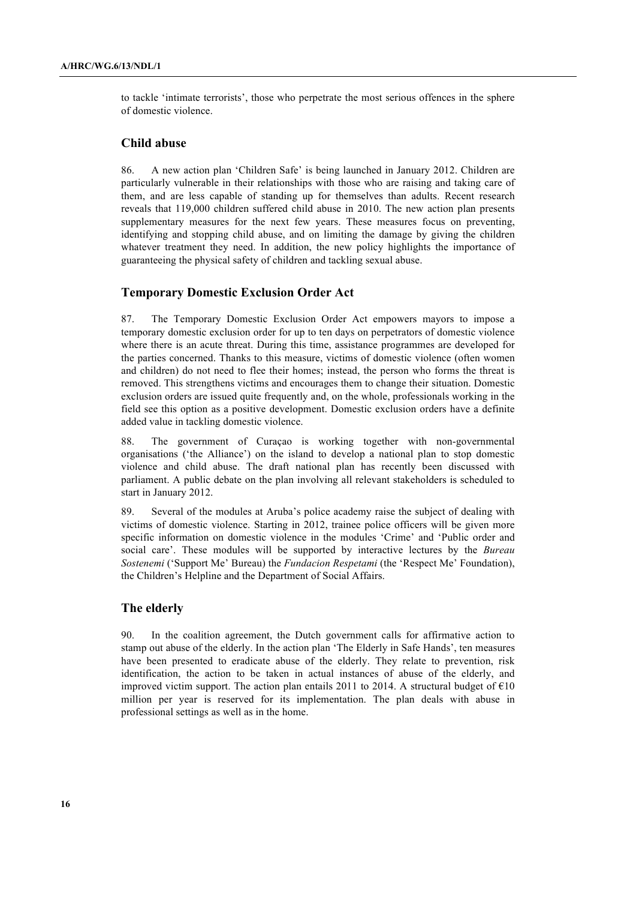to tackle 'intimate terrorists', those who perpetrate the most serious offences in the sphere of domestic violence.

### Child abuse

86. A new action plan 'Children Safe' is being launched in January 2012. Children are particularly vulnerable in their relationships with those who are raising and taking care of them, and are less capable of standing up for themselves than adults. Recent research reveals that 119,000 children suffered child abuse in 2010. The new action plan presents supplementary measures for the next few years. These measures focus on preventing, identifying and stopping child abuse, and on limiting the damage by giving the children whatever treatment they need. In addition, the new policy highlights the importance of guaranteeing the physical safety of children and tackling sexual abuse.

### Temporary Domestic Exclusion Order Act

87. The Temporary Domestic Exclusion Order Act empowers mayors to impose a temporary domestic exclusion order for up to ten days on perpetrators of domestic violence where there is an acute threat. During this time, assistance programmes are developed for the parties concerned. Thanks to this measure, victims of domestic violence (often women and children) do not need to flee their homes; instead, the person who forms the threat is removed. This strengthens victims and encourages them to change their situation. Domestic exclusion orders are issued quite frequently and, on the whole, professionals working in the field see this option as a positive development. Domestic exclusion orders have a definite added value in tackling domestic violence.

88. The government of Curaçao is working together with non-governmental organisations ('the Alliance') on the island to develop a national plan to stop domestic violence and child abuse. The draft national plan has recently been discussed with parliament. A public debate on the plan involving all relevant stakeholders is scheduled to start in January 2012.

89. Several of the modules at Aruba's police academy raise the subject of dealing with victims of domestic violence. Starting in 2012, trainee police officers will be given more specific information on domestic violence in the modules 'Crime' and 'Public order and social care'. These modules will be supported by interactive lectures by the *Bureau Sostenemi* ('Support Me' Bureau) the *Fundacion Respetami* (the 'Respect Me' Foundation), the Children's Helpline and the Department of Social Affairs.

### The elderly

90. In the coalition agreement, the Dutch government calls for affirmative action to stamp out abuse of the elderly. In the action plan 'The Elderly in Safe Hands', ten measures have been presented to eradicate abuse of the elderly. They relate to prevention, risk identification, the action to be taken in actual instances of abuse of the elderly, and improved victim support. The action plan entails 2011 to 2014. A structural budget of €10 million per year is reserved for its implementation. The plan deals with abuse in professional settings as well as in the home.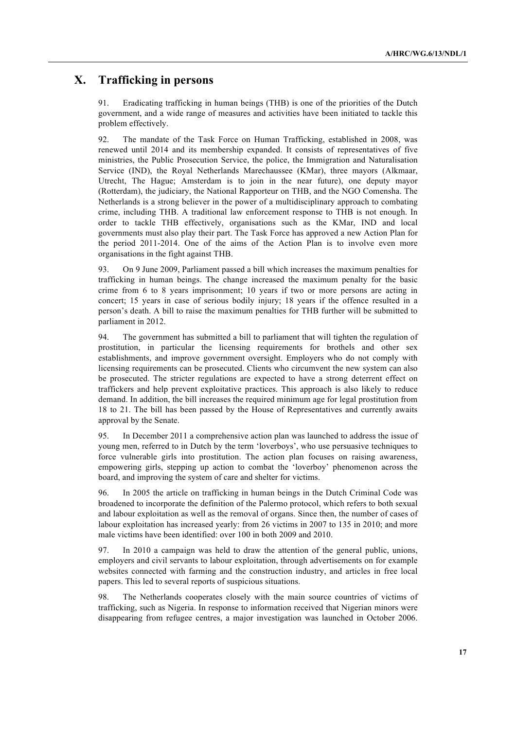## X. Trafficking in persons

91. Eradicating trafficking in human beings (THB) is one of the priorities of the Dutch government, and a wide range of measures and activities have been initiated to tackle this problem effectively.

92. The mandate of the Task Force on Human Trafficking, established in 2008, was renewed until 2014 and its membership expanded. It consists of representatives of five ministries, the Public Prosecution Service, the police, the Immigration and Naturalisation Service (IND), the Royal Netherlands Marechaussee (KMar), three mayors (Alkmaar, Utrecht, The Hague; Amsterdam is to join in the near future), one deputy mayor (Rotterdam), the judiciary, the National Rapporteur on THB, and the NGO Comensha. The Netherlands is a strong believer in the power of a multidisciplinary approach to combating crime, including THB. A traditional law enforcement response to THB is not enough. In order to tackle THB effectively, organisations such as the KMar, IND and local governments must also play their part. The Task Force has approved a new Action Plan for the period 2011-2014. One of the aims of the Action Plan is to involve even more organisations in the fight against THB.

93. On 9 June 2009, Parliament passed a bill which increases the maximum penalties for trafficking in human beings. The change increased the maximum penalty for the basic crime from 6 to 8 years imprisonment; 10 years if two or more persons are acting in concert; 15 years in case of serious bodily injury; 18 years if the offence resulted in a person's death. A bill to raise the maximum penalties for THB further will be submitted to parliament in 2012.

94. The government has submitted a bill to parliament that will tighten the regulation of prostitution, in particular the licensing requirements for brothels and other sex establishments, and improve government oversight. Employers who do not comply with licensing requirements can be prosecuted. Clients who circumvent the new system can also be prosecuted. The stricter regulations are expected to have a strong deterrent effect on traffickers and help prevent exploitative practices. This approach is also likely to reduce demand. In addition, the bill increases the required minimum age for legal prostitution from 18 to 21. The bill has been passed by the House of Representatives and currently awaits approval by the Senate.

95. In December 2011 a comprehensive action plan was launched to address the issue of young men, referred to in Dutch by the term 'loverboys', who use persuasive techniques to force vulnerable girls into prostitution. The action plan focuses on raising awareness, empowering girls, stepping up action to combat the 'loverboy' phenomenon across the board, and improving the system of care and shelter for victims.

96. In 2005 the article on trafficking in human beings in the Dutch Criminal Code was broadened to incorporate the definition of the Palermo protocol, which refers to both sexual and labour exploitation as well as the removal of organs. Since then, the number of cases of labour exploitation has increased yearly: from 26 victims in 2007 to 135 in 2010; and more male victims have been identified: over 100 in both 2009 and 2010.

97. In 2010 a campaign was held to draw the attention of the general public, unions, employers and civil servants to labour exploitation, through advertisements on for example websites connected with farming and the construction industry, and articles in free local papers. This led to several reports of suspicious situations.

98. The Netherlands cooperates closely with the main source countries of victims of trafficking, such as Nigeria. In response to information received that Nigerian minors were disappearing from refugee centres, a major investigation was launched in October 2006.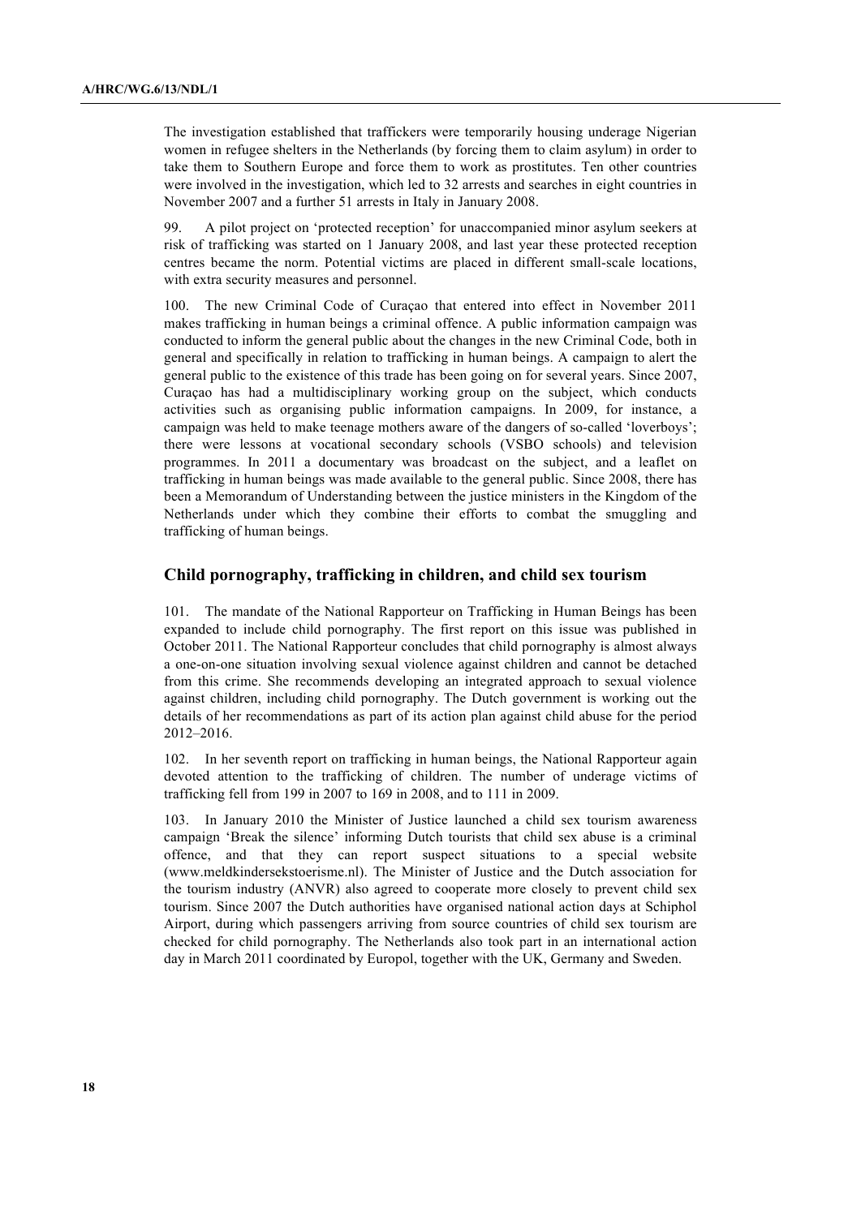The investigation established that traffickers were temporarily housing underage Nigerian women in refugee shelters in the Netherlands (by forcing them to claim asylum) in order to take them to Southern Europe and force them to work as prostitutes. Ten other countries were involved in the investigation, which led to 32 arrests and searches in eight countries in November 2007 and a further 51 arrests in Italy in January 2008.

99. A pilot project on 'protected reception' for unaccompanied minor asylum seekers at risk of trafficking was started on 1 January 2008, and last year these protected reception centres became the norm. Potential victims are placed in different small-scale locations, with extra security measures and personnel.

100. The new Criminal Code of Curaçao that entered into effect in November 2011 makes trafficking in human beings a criminal offence. A public information campaign was conducted to inform the general public about the changes in the new Criminal Code, both in general and specifically in relation to trafficking in human beings. A campaign to alert the general public to the existence of this trade has been going on for several years. Since 2007, Curaçao has had a multidisciplinary working group on the subject, which conducts activities such as organising public information campaigns. In 2009, for instance, a campaign was held to make teenage mothers aware of the dangers of so-called 'loverboys'; there were lessons at vocational secondary schools (VSBO schools) and television programmes. In 2011 a documentary was broadcast on the subject, and a leaflet on trafficking in human beings was made available to the general public. Since 2008, there has been a Memorandum of Understanding between the justice ministers in the Kingdom of the Netherlands under which they combine their efforts to combat the smuggling and trafficking of human beings.

## Child pornography, trafficking in children, and child sex tourism

101. The mandate of the National Rapporteur on Trafficking in Human Beings has been expanded to include child pornography. The first report on this issue was published in October 2011. The National Rapporteur concludes that child pornography is almost always a one-on-one situation involving sexual violence against children and cannot be detached from this crime. She recommends developing an integrated approach to sexual violence against children, including child pornography. The Dutch government is working out the details of her recommendations as part of its action plan against child abuse for the period 2012–2016.

102. In her seventh report on trafficking in human beings, the National Rapporteur again devoted attention to the trafficking of children. The number of underage victims of trafficking fell from 199 in 2007 to 169 in 2008, and to 111 in 2009.

103. In January 2010 the Minister of Justice launched a child sex tourism awareness campaign 'Break the silence' informing Dutch tourists that child sex abuse is a criminal offence, and that they can report suspect situations to a special website (www.meldkindersekstoerisme.nl). The Minister of Justice and the Dutch association for the tourism industry (ANVR) also agreed to cooperate more closely to prevent child sex tourism. Since 2007 the Dutch authorities have organised national action days at Schiphol Airport, during which passengers arriving from source countries of child sex tourism are checked for child pornography. The Netherlands also took part in an international action day in March 2011 coordinated by Europol, together with the UK, Germany and Sweden.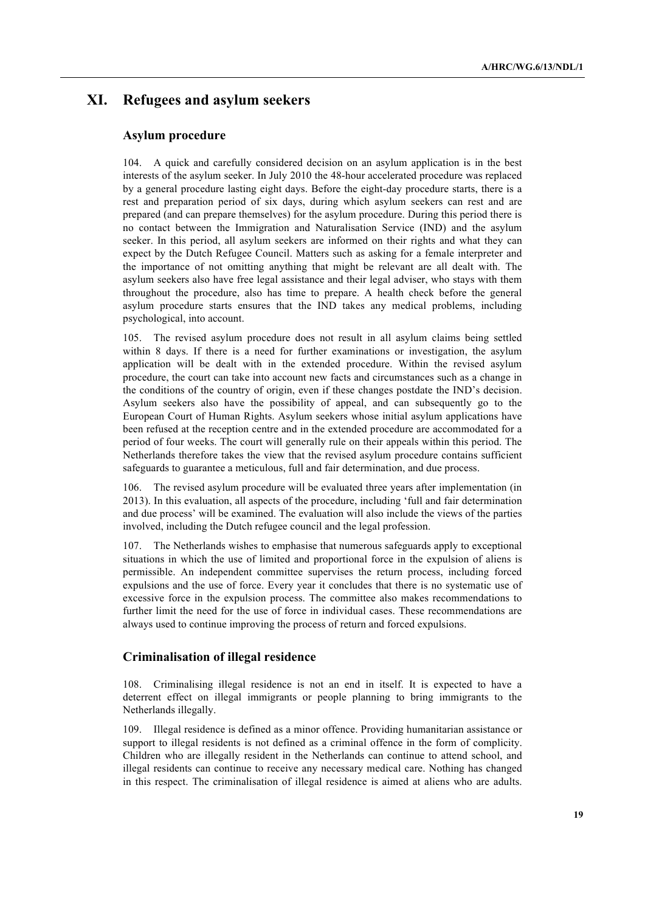# XI. Refugees and asylum seekers

## Asylum procedure

104. A quick and carefully considered decision on an asylum application is in the best interests of the asylum seeker. In July 2010 the 48-hour accelerated procedure was replaced by a general procedure lasting eight days. Before the eight-day procedure starts, there is a rest and preparation period of six days, during which asylum seekers can rest and are prepared (and can prepare themselves) for the asylum procedure. During this period there is no contact between the Immigration and Naturalisation Service (IND) and the asylum seeker. In this period, all asylum seekers are informed on their rights and what they can expect by the Dutch Refugee Council. Matters such as asking for a female interpreter and the importance of not omitting anything that might be relevant are all dealt with. The asylum seekers also have free legal assistance and their legal adviser, who stays with them throughout the procedure, also has time to prepare. A health check before the general asylum procedure starts ensures that the IND takes any medical problems, including psychological, into account.

105. The revised asylum procedure does not result in all asylum claims being settled within 8 days. If there is a need for further examinations or investigation, the asylum application will be dealt with in the extended procedure. Within the revised asylum procedure, the court can take into account new facts and circumstances such as a change in the conditions of the country of origin, even if these changes postdate the IND's decision. Asylum seekers also have the possibility of appeal, and can subsequently go to the European Court of Human Rights. Asylum seekers whose initial asylum applications have been refused at the reception centre and in the extended procedure are accommodated for a period of four weeks. The court will generally rule on their appeals within this period. The Netherlands therefore takes the view that the revised asylum procedure contains sufficient safeguards to guarantee a meticulous, full and fair determination, and due process.

106. The revised asylum procedure will be evaluated three years after implementation (in 2013). In this evaluation, all aspects of the procedure, including 'full and fair determination and due process' will be examined. The evaluation will also include the views of the parties involved, including the Dutch refugee council and the legal profession.

107. The Netherlands wishes to emphasise that numerous safeguards apply to exceptional situations in which the use of limited and proportional force in the expulsion of aliens is permissible. An independent committee supervises the return process, including forced expulsions and the use of force. Every year it concludes that there is no systematic use of excessive force in the expulsion process. The committee also makes recommendations to further limit the need for the use of force in individual cases. These recommendations are always used to continue improving the process of return and forced expulsions.

## Criminalisation of illegal residence

108. Criminalising illegal residence is not an end in itself. It is expected to have a deterrent effect on illegal immigrants or people planning to bring immigrants to the Netherlands illegally.

109. Illegal residence is defined as a minor offence. Providing humanitarian assistance or support to illegal residents is not defined as a criminal offence in the form of complicity. Children who are illegally resident in the Netherlands can continue to attend school, and illegal residents can continue to receive any necessary medical care. Nothing has changed in this respect. The criminalisation of illegal residence is aimed at aliens who are adults.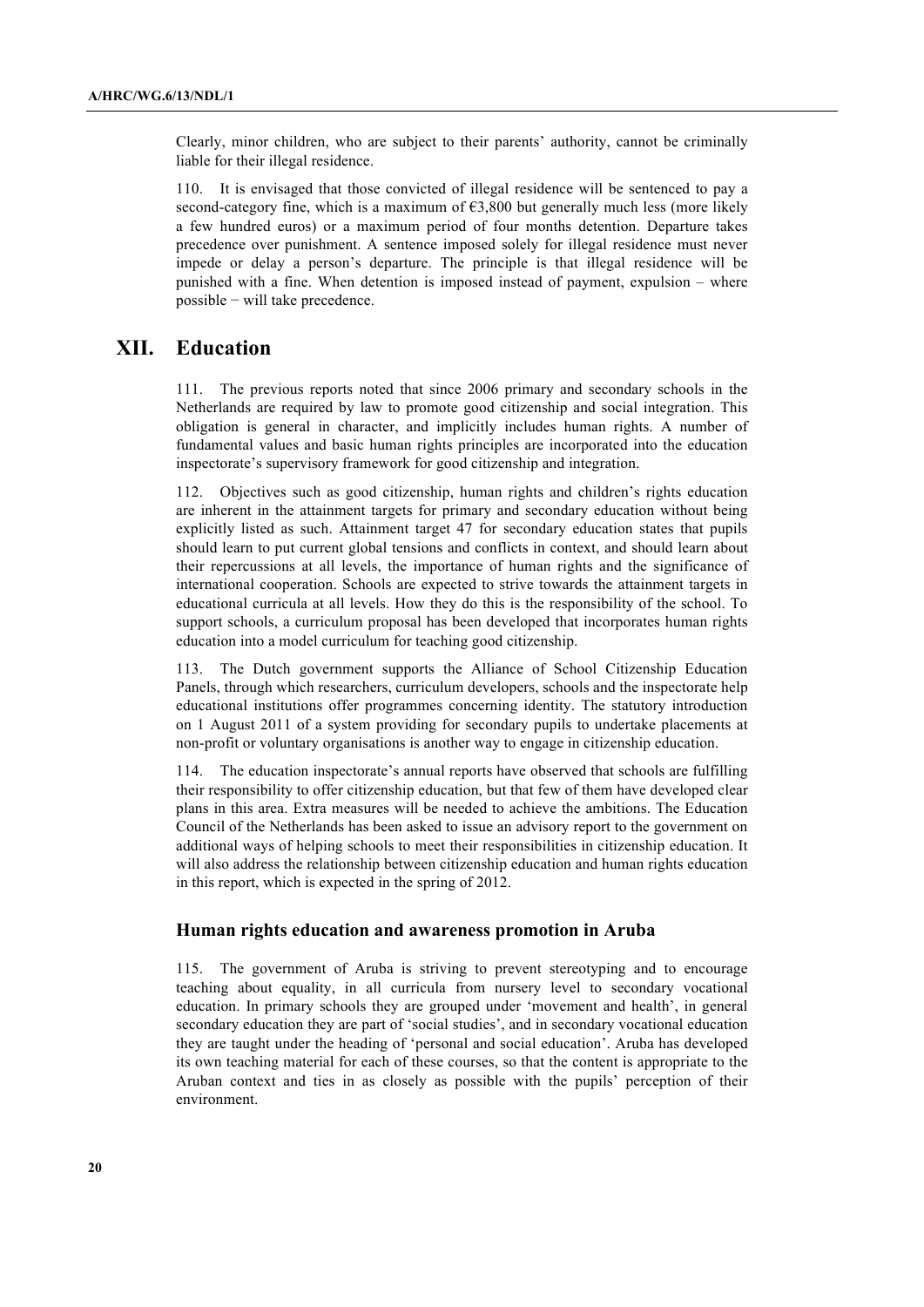Clearly, minor children, who are subject to their parents' authority, cannot be criminally liable for their illegal residence.

110. It is envisaged that those convicted of illegal residence will be sentenced to pay a second-category fine, which is a maximum of €3,800 but generally much less (more likely a few hundred euros) or a maximum period of four months detention. Departure takes precedence over punishment. A sentence imposed solely for illegal residence must never impede or delay a person's departure. The principle is that illegal residence will be punished with a fine. When detention is imposed instead of payment, expulsion – where possible − will take precedence.

# XII. Education

111. The previous reports noted that since 2006 primary and secondary schools in the Netherlands are required by law to promote good citizenship and social integration. This obligation is general in character, and implicitly includes human rights. A number of fundamental values and basic human rights principles are incorporated into the education inspectorate's supervisory framework for good citizenship and integration.

112. Objectives such as good citizenship, human rights and children's rights education are inherent in the attainment targets for primary and secondary education without being explicitly listed as such. Attainment target 47 for secondary education states that pupils should learn to put current global tensions and conflicts in context, and should learn about their repercussions at all levels, the importance of human rights and the significance of international cooperation. Schools are expected to strive towards the attainment targets in educational curricula at all levels. How they do this is the responsibility of the school. To support schools, a curriculum proposal has been developed that incorporates human rights education into a model curriculum for teaching good citizenship.

113. The Dutch government supports the Alliance of School Citizenship Education Panels, through which researchers, curriculum developers, schools and the inspectorate help educational institutions offer programmes concerning identity. The statutory introduction on 1 August 2011 of a system providing for secondary pupils to undertake placements at non-profit or voluntary organisations is another way to engage in citizenship education.

114. The education inspectorate's annual reports have observed that schools are fulfilling their responsibility to offer citizenship education, but that few of them have developed clear plans in this area. Extra measures will be needed to achieve the ambitions. The Education Council of the Netherlands has been asked to issue an advisory report to the government on additional ways of helping schools to meet their responsibilities in citizenship education. It will also address the relationship between citizenship education and human rights education in this report, which is expected in the spring of 2012.

### Human rights education and awareness promotion in Aruba

115. The government of Aruba is striving to prevent stereotyping and to encourage teaching about equality, in all curricula from nursery level to secondary vocational education. In primary schools they are grouped under 'movement and health', in general secondary education they are part of 'social studies', and in secondary vocational education they are taught under the heading of 'personal and social education'. Aruba has developed its own teaching material for each of these courses, so that the content is appropriate to the Aruban context and ties in as closely as possible with the pupils' perception of their environment.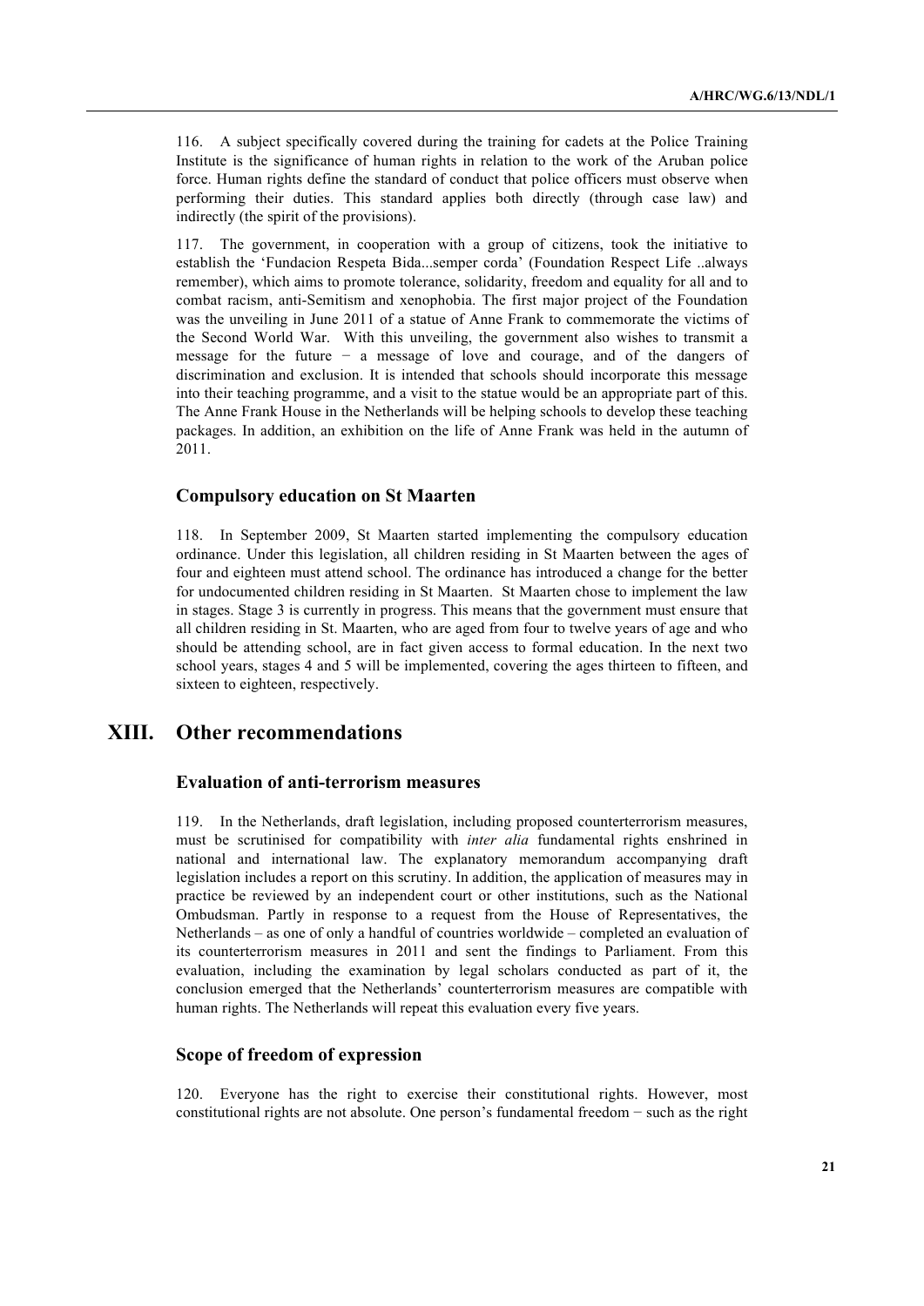116. A subject specifically covered during the training for cadets at the Police Training Institute is the significance of human rights in relation to the work of the Aruban police force. Human rights define the standard of conduct that police officers must observe when performing their duties. This standard applies both directly (through case law) and indirectly (the spirit of the provisions).

117. The government, in cooperation with a group of citizens, took the initiative to establish the 'Fundacion Respeta Bida...semper corda' (Foundation Respect Life ..always remember), which aims to promote tolerance, solidarity, freedom and equality for all and to combat racism, anti-Semitism and xenophobia. The first major project of the Foundation was the unveiling in June 2011 of a statue of Anne Frank to commemorate the victims of the Second World War. With this unveiling, the government also wishes to transmit a message for the future − a message of love and courage, and of the dangers of discrimination and exclusion. It is intended that schools should incorporate this message into their teaching programme, and a visit to the statue would be an appropriate part of this. The Anne Frank House in the Netherlands will be helping schools to develop these teaching packages. In addition, an exhibition on the life of Anne Frank was held in the autumn of 2011.

### Compulsory education on St Maarten

118. In September 2009, St Maarten started implementing the compulsory education ordinance. Under this legislation, all children residing in St Maarten between the ages of four and eighteen must attend school. The ordinance has introduced a change for the better for undocumented children residing in St Maarten. St Maarten chose to implement the law in stages. Stage 3 is currently in progress. This means that the government must ensure that all children residing in St. Maarten, who are aged from four to twelve years of age and who should be attending school, are in fact given access to formal education. In the next two school years, stages 4 and 5 will be implemented, covering the ages thirteen to fifteen, and sixteen to eighteen, respectively.

## XIII. Other recommendations

### Evaluation of anti-terrorism measures

119. In the Netherlands, draft legislation, including proposed counterterrorism measures, must be scrutinised for compatibility with *inter alia* fundamental rights enshrined in national and international law. The explanatory memorandum accompanying draft legislation includes a report on this scrutiny. In addition, the application of measures may in practice be reviewed by an independent court or other institutions, such as the National Ombudsman. Partly in response to a request from the House of Representatives, the Netherlands – as one of only a handful of countries worldwide – completed an evaluation of its counterterrorism measures in 2011 and sent the findings to Parliament. From this evaluation, including the examination by legal scholars conducted as part of it, the conclusion emerged that the Netherlands' counterterrorism measures are compatible with human rights. The Netherlands will repeat this evaluation every five years.

### Scope of freedom of expression

120. Everyone has the right to exercise their constitutional rights. However, most constitutional rights are not absolute. One person's fundamental freedom − such as the right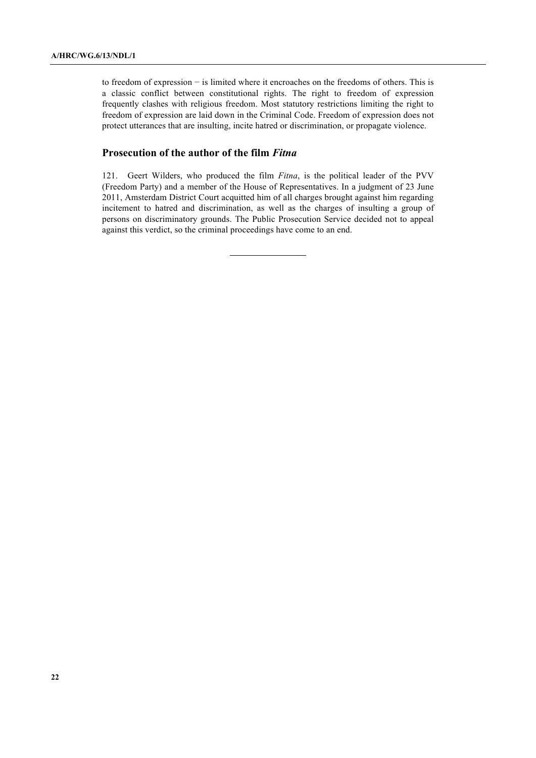to freedom of expression − is limited where it encroaches on the freedoms of others. This is a classic conflict between constitutional rights. The right to freedom of expression frequently clashes with religious freedom. Most statutory restrictions limiting the right to freedom of expression are laid down in the Criminal Code. Freedom of expression does not protect utterances that are insulting, incite hatred or discrimination, or propagate violence.

## Prosecution of the author of the film *Fitna*

121. Geert Wilders, who produced the film *Fitna*, is the political leader of the PVV (Freedom Party) and a member of the House of Representatives. In a judgment of 23 June 2011, Amsterdam District Court acquitted him of all charges brought against him regarding incitement to hatred and discrimination, as well as the charges of insulting a group of persons on discriminatory grounds. The Public Prosecution Service decided not to appeal against this verdict, so the criminal proceedings have come to an end.